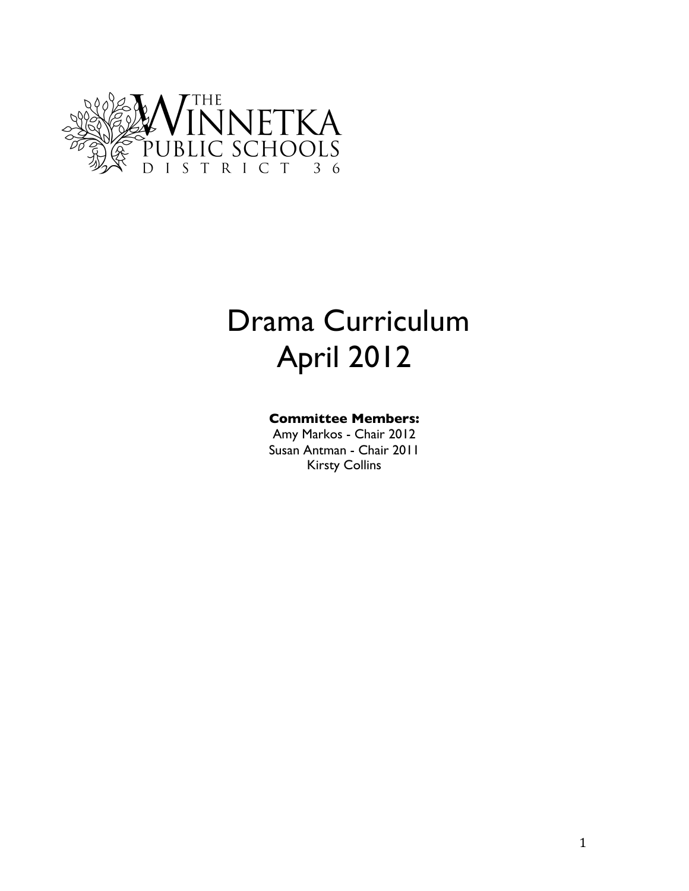THE WINNETKA PUBLIC SCHOOLS
DISTRICT 36

# Drama Curriculum
# April 2012

**Committee Members:**
Amy Markos - Chair 2012
Susan Antman - Chair 2011
Kirsty Collins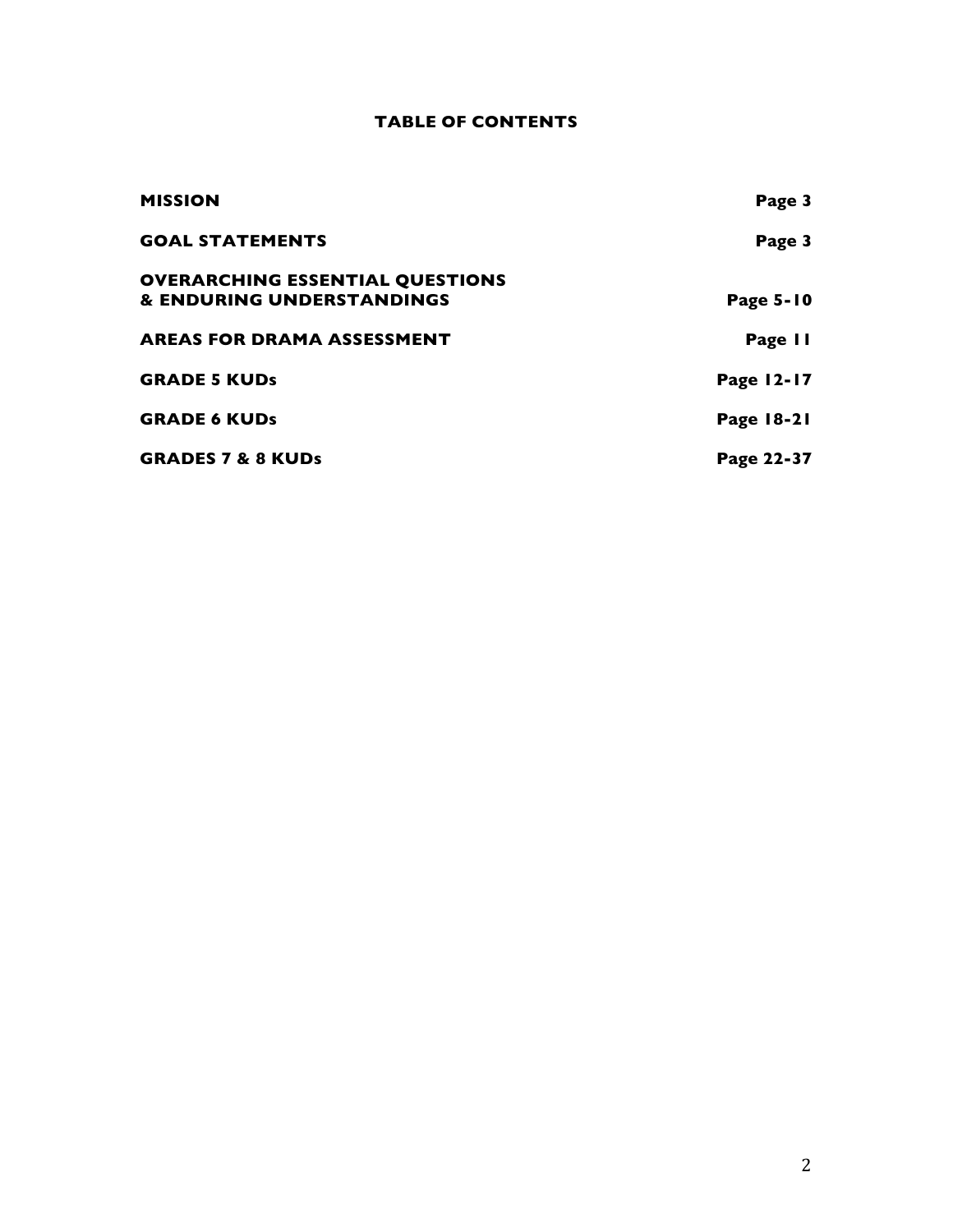# TABLE OF CONTENTS

| | |
|---|---|
| **MISSION** | **Page 3** |
| **GOAL STATEMENTS** | **Page 3** |
| **OVERARCHING ESSENTIAL QUESTIONS & ENDURING UNDERSTANDINGS** | **Page 5-10** |
| **AREAS FOR DRAMA ASSESSMENT** | **Page 11** |
| **GRADE 5 KUDs** | **Page 12-17** |
| **GRADE 6 KUDs** | **Page 18-21** |
| **GRADES 7 & 8 KUDs** | **Page 22-37** |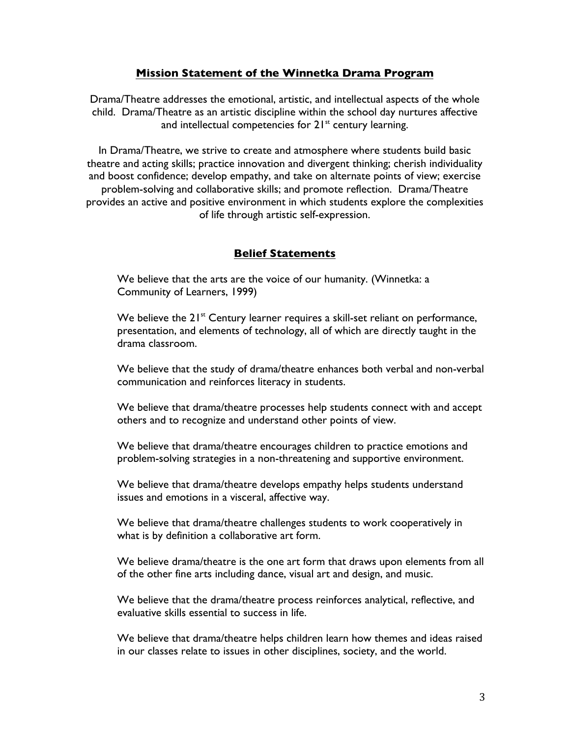## Mission Statement of the Winnetka Drama Program

Drama/Theatre addresses the emotional, artistic, and intellectual aspects of the whole child. Drama/Theatre as an artistic discipline within the school day nurtures affective and intellectual competencies for 21st century learning.

In Drama/Theatre, we strive to create and atmosphere where students build basic theatre and acting skills; practice innovation and divergent thinking; cherish individuality and boost confidence; develop empathy, and take on alternate points of view; exercise problem-solving and collaborative skills; and promote reflection. Drama/Theatre provides an active and positive environment in which students explore the complexities of life through artistic self-expression.

## Belief Statements

We believe that the arts are the voice of our humanity. (Winnetka: a Community of Learners, 1999)

We believe the 21st Century learner requires a skill-set reliant on performance, presentation, and elements of technology, all of which are directly taught in the drama classroom.

We believe that the study of drama/theatre enhances both verbal and non-verbal communication and reinforces literacy in students.

We believe that drama/theatre processes help students connect with and accept others and to recognize and understand other points of view.

We believe that drama/theatre encourages children to practice emotions and problem-solving strategies in a non-threatening and supportive environment.

We believe that drama/theatre develops empathy helps students understand issues and emotions in a visceral, affective way.

We believe that drama/theatre challenges students to work cooperatively in what is by definition a collaborative art form.

We believe drama/theatre is the one art form that draws upon elements from all of the other fine arts including dance, visual art and design, and music.

We believe that the drama/theatre process reinforces analytical, reflective, and evaluative skills essential to success in life.

We believe that drama/theatre helps children learn how themes and ideas raised in our classes relate to issues in other disciplines, society, and the world.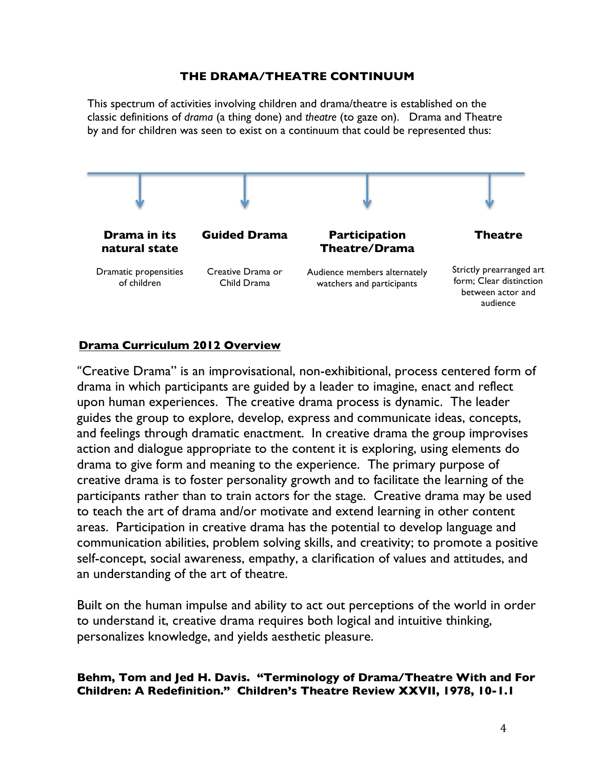## THE DRAMA/THEATRE CONTINUUM

This spectrum of activities involving children and drama/theatre is established on the classic definitions of *drama* (a thing done) and *theatre* (to gaze on). Drama and Theatre by and for children was seen to exist on a continuum that could be represented thus:

| **Drama in its natural state** | **Guided Drama** | **Participation Theatre/Drama** | **Theatre** |
|---|---|---|---|
| Dramatic propensities of children | Creative Drama or Child Drama | Audience members alternately watchers and participants | Strictly prearranged art form; Clear distinction between actor and audience |

**Drama Curriculum 2012 Overview**

"Creative Drama" is an improvisational, non-exhibitional, process centered form of drama in which participants are guided by a leader to imagine, enact and reflect upon human experiences. The creative drama process is dynamic. The leader guides the group to explore, develop, express and communicate ideas, concepts, and feelings through dramatic enactment. In creative drama the group improvises action and dialogue appropriate to the content it is exploring, using elements do drama to give form and meaning to the experience. The primary purpose of creative drama is to foster personality growth and to facilitate the learning of the participants rather than to train actors for the stage. Creative drama may be used to teach the art of drama and/or motivate and extend learning in other content areas. Participation in creative drama has the potential to develop language and communication abilities, problem solving skills, and creativity; to promote a positive self-concept, social awareness, empathy, a clarification of values and attitudes, and an understanding of the art of theatre.

Built on the human impulse and ability to act out perceptions of the world in order to understand it, creative drama requires both logical and intuitive thinking, personalizes knowledge, and yields aesthetic pleasure.

**Behm, Tom and Jed H. Davis. "Terminology of Drama/Theatre With and For Children: A Redefinition." Children's Theatre Review XXVII, 1978, 10-1.1**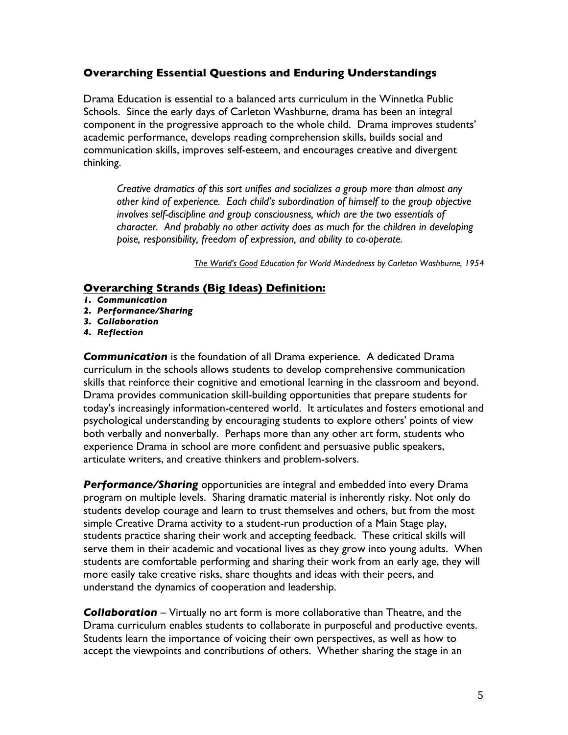## Overarching Essential Questions and Enduring Understandings

Drama Education is essential to a balanced arts curriculum in the Winnetka Public Schools. Since the early days of Carleton Washburne, drama has been an integral component in the progressive approach to the whole child. Drama improves students' academic performance, develops reading comprehension skills, builds social and communication skills, improves self-esteem, and encourages creative and divergent thinking.

> *Creative dramatics of this sort unifies and socializes a group more than almost any other kind of experience. Each child's subordination of himself to the group objective involves self-discipline and group consciousness, which are the two essentials of character. And probably no other activity does as much for the children in developing poise, responsibility, freedom of expression, and ability to co-operate.*
>
> *The World's Good Education for World Mindedness by Carleton Washburne, 1954*

## Overarching Strands (Big Ideas) Definition:

1. ***Communication***
2. ***Performance/Sharing***
3. ***Collaboration***
4. ***Reflection***

***Communication*** is the foundation of all Drama experience. A dedicated Drama curriculum in the schools allows students to develop comprehensive communication skills that reinforce their cognitive and emotional learning in the classroom and beyond. Drama provides communication skill-building opportunities that prepare students for today's increasingly information-centered world. It articulates and fosters emotional and psychological understanding by encouraging students to explore others' points of view both verbally and nonverbally. Perhaps more than any other art form, students who experience Drama in school are more confident and persuasive public speakers, articulate writers, and creative thinkers and problem-solvers.

***Performance/Sharing*** opportunities are integral and embedded into every Drama program on multiple levels. Sharing dramatic material is inherently risky. Not only do students develop courage and learn to trust themselves and others, but from the most simple Creative Drama activity to a student-run production of a Main Stage play, students practice sharing their work and accepting feedback. These critical skills will serve them in their academic and vocational lives as they grow into young adults. When students are comfortable performing and sharing their work from an early age, they will more easily take creative risks, share thoughts and ideas with their peers, and understand the dynamics of cooperation and leadership.

***Collaboration*** – Virtually no art form is more collaborative than Theatre, and the Drama curriculum enables students to collaborate in purposeful and productive events. Students learn the importance of voicing their own perspectives, as well as how to accept the viewpoints and contributions of others. Whether sharing the stage in an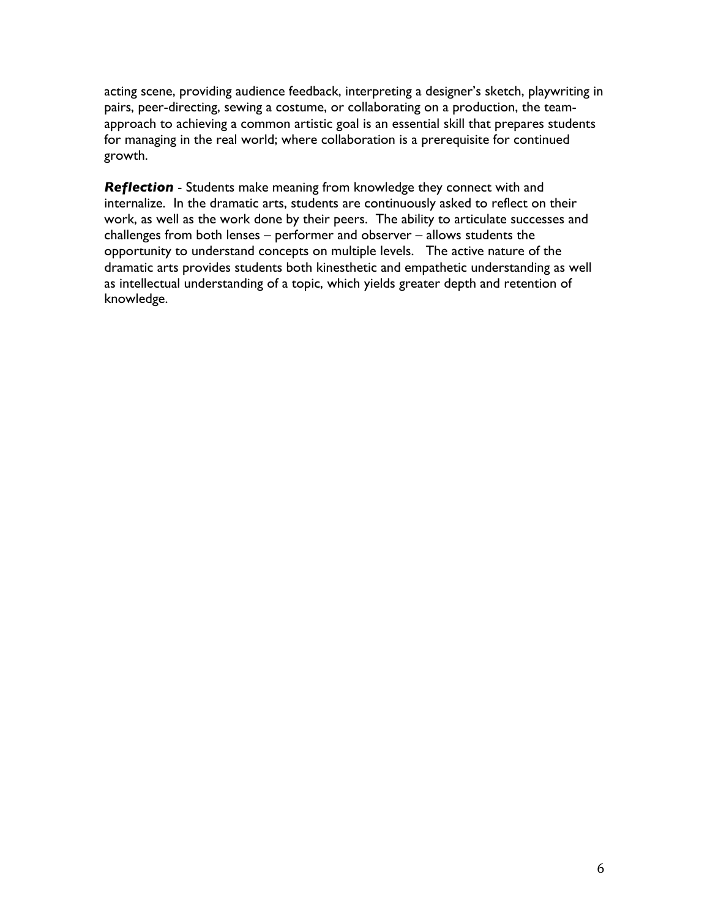acting scene, providing audience feedback, interpreting a designer's sketch, playwriting in pairs, peer-directing, sewing a costume, or collaborating on a production, the team-approach to achieving a common artistic goal is an essential skill that prepares students for managing in the real world; where collaboration is a prerequisite for continued growth.

***Reflection*** - Students make meaning from knowledge they connect with and internalize. In the dramatic arts, students are continuously asked to reflect on their work, as well as the work done by their peers. The ability to articulate successes and challenges from both lenses – performer and observer – allows students the opportunity to understand concepts on multiple levels. The active nature of the dramatic arts provides students both kinesthetic and empathetic understanding as well as intellectual understanding of a topic, which yields greater depth and retention of knowledge.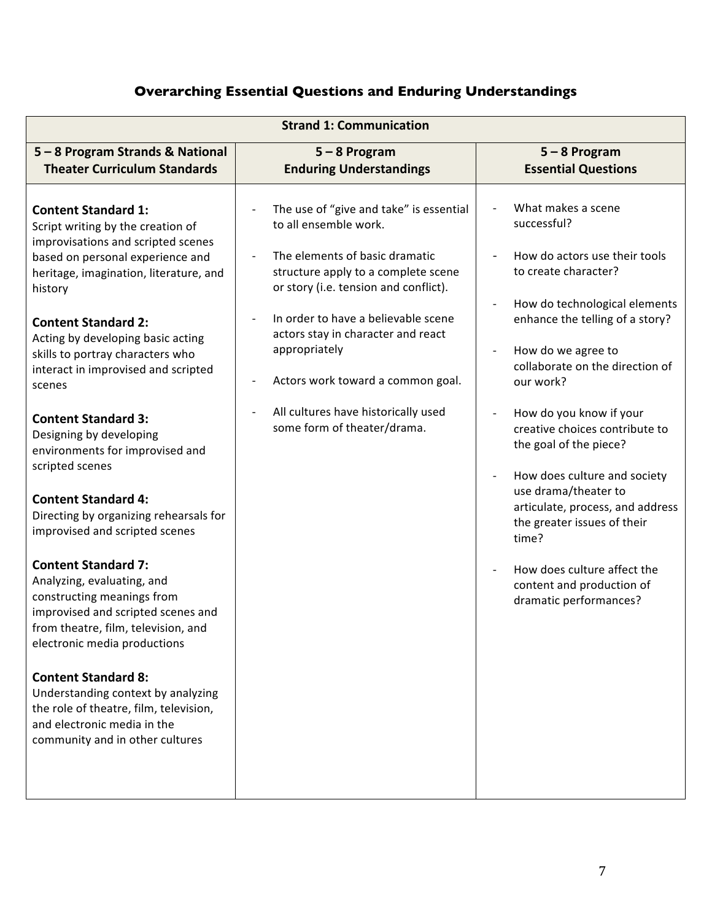## Overarching Essential Questions and Enduring Understandings

| Strand 1: Communication | | |
|---|---|---|
| **5 – 8 Program Strands & National Theater Curriculum Standards** | **5 – 8 Program Enduring Understandings** | **5 – 8 Program Essential Questions** |
| **Content Standard 1:** Script writing by the creation of improvisations and scripted scenes based on personal experience and heritage, imagination, literature, and history<br><br>**Content Standard 2:** Acting by developing basic acting skills to portray characters who interact in improvised and scripted scenes<br><br>**Content Standard 3:** Designing by developing environments for improvised and scripted scenes<br><br>**Content Standard 4:** Directing by organizing rehearsals for improvised and scripted scenes<br><br>**Content Standard 7:** Analyzing, evaluating, and constructing meanings from improvised and scripted scenes and from theatre, film, television, and electronic media productions<br><br>**Content Standard 8:** Understanding context by analyzing the role of theatre, film, television, and electronic media in the community and in other cultures | - The use of "give and take" is essential to all ensemble work.<br><br>- The elements of basic dramatic structure apply to a complete scene or story (i.e. tension and conflict).<br><br>- In order to have a believable scene actors stay in character and react appropriately<br><br>- Actors work toward a common goal.<br><br>- All cultures have historically used some form of theater/drama. | - What makes a scene successful?<br><br>- How do actors use their tools to create character?<br><br>- How do technological elements enhance the telling of a story?<br><br>- How do we agree to collaborate on the direction of our work?<br><br>- How do you know if your creative choices contribute to the goal of the piece?<br><br>- How does culture and society use drama/theater to articulate, process, and address the greater issues of their time?<br><br>- How does culture affect the content and production of dramatic performances? |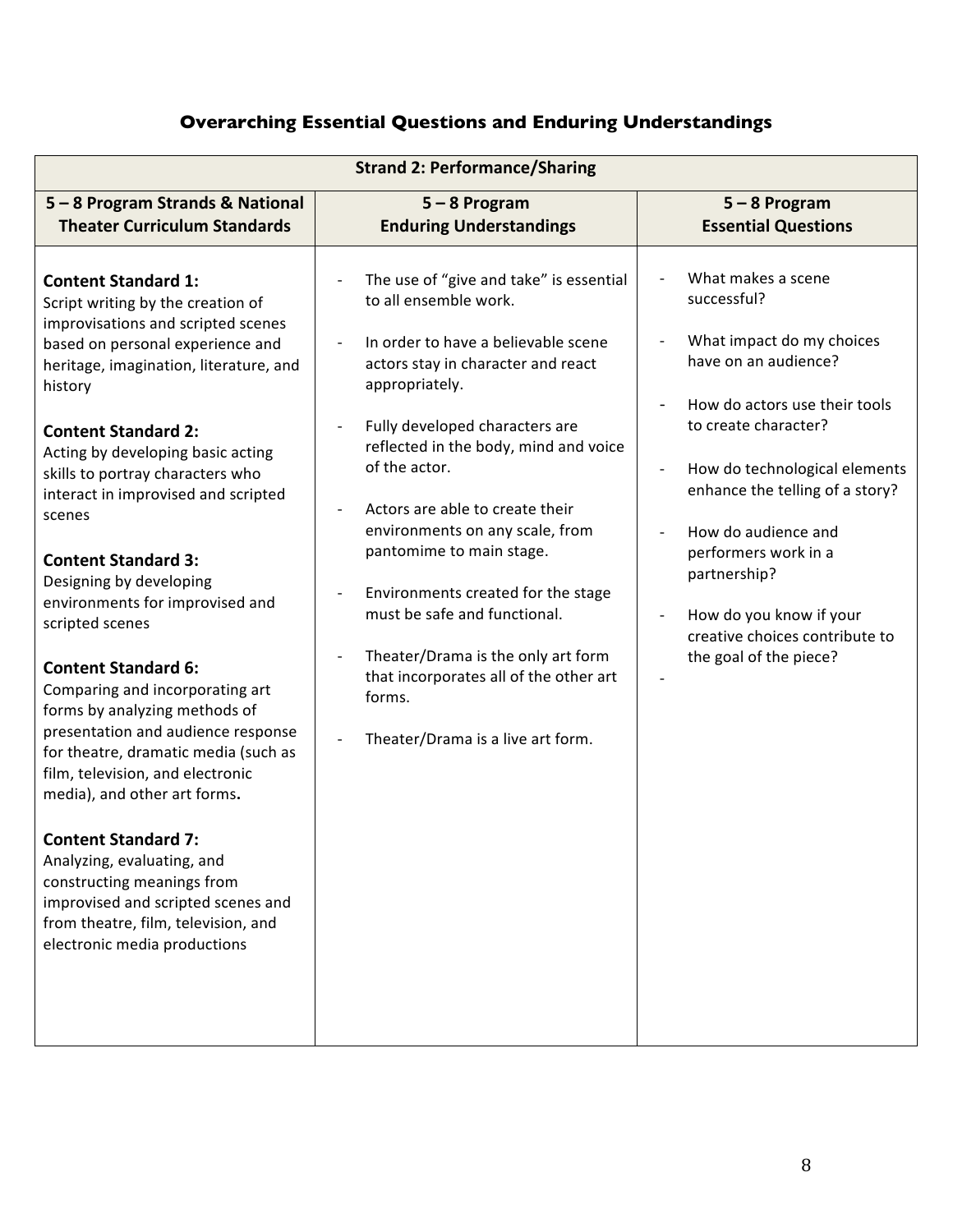## Overarching Essential Questions and Enduring Understandings

| Strand 2: Performance/Sharing | | |
|---|---|---|
| **5 – 8 Program Strands & National Theater Curriculum Standards** | **5 – 8 Program Enduring Understandings** | **5 – 8 Program Essential Questions** |
| **Content Standard 1:** Script writing by the creation of improvisations and scripted scenes based on personal experience and heritage, imagination, literature, and history<br><br>**Content Standard 2:** Acting by developing basic acting skills to portray characters who interact in improvised and scripted scenes<br><br>**Content Standard 3:** Designing by developing environments for improvised and scripted scenes<br><br>**Content Standard 6:** Comparing and incorporating art forms by analyzing methods of presentation and audience response for theatre, dramatic media (such as film, television, and electronic media), and other art forms**.**<br><br>**Content Standard 7:** Analyzing, evaluating, and constructing meanings from improvised and scripted scenes and from theatre, film, television, and electronic media productions | - The use of "give and take" is essential to all ensemble work.<br><br>- In order to have a believable scene actors stay in character and react appropriately.<br><br>- Fully developed characters are reflected in the body, mind and voice of the actor.<br><br>- Actors are able to create their environments on any scale, from pantomime to main stage.<br><br>- Environments created for the stage must be safe and functional.<br><br>- Theater/Drama is the only art form that incorporates all of the other art forms.<br><br>- Theater/Drama is a live art form. | - What makes a scene successful?<br><br>- What impact do my choices have on an audience?<br><br>- How do actors use their tools to create character?<br><br>- How do technological elements enhance the telling of a story?<br><br>- How do audience and performers work in a partnership?<br><br>- How do you know if your creative choices contribute to the goal of the piece?<br><br>- |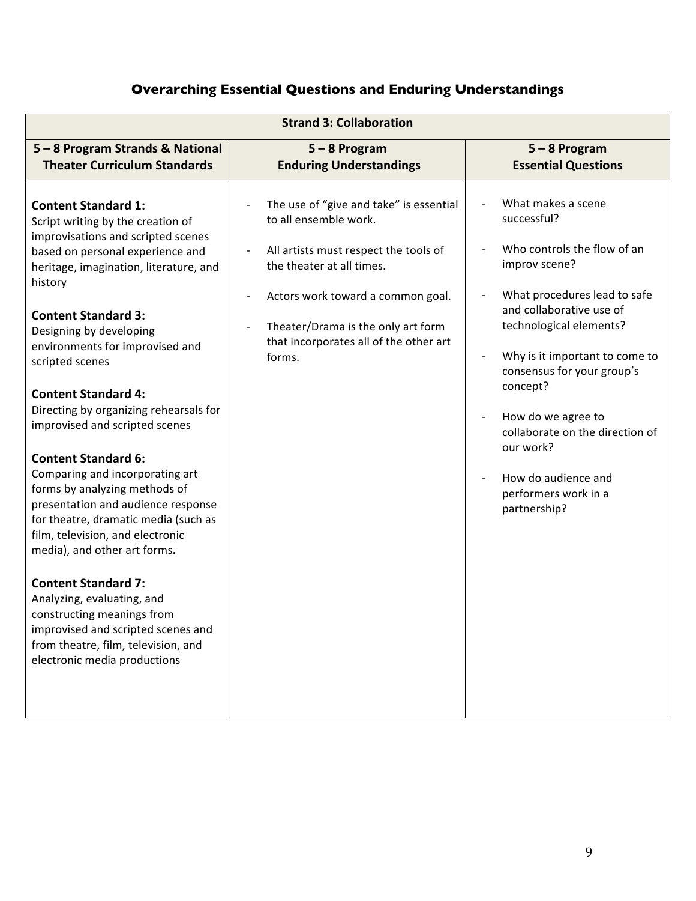## Overarching Essential Questions and Enduring Understandings

| Strand 3: Collaboration | | |
|---|---|---|
| **5 – 8 Program Strands & National Theater Curriculum Standards** | **5 – 8 Program Enduring Understandings** | **5 – 8 Program Essential Questions** |
| **Content Standard 1:** Script writing by the creation of improvisations and scripted scenes based on personal experience and heritage, imagination, literature, and history<br><br>**Content Standard 3:** Designing by developing environments for improvised and scripted scenes<br><br>**Content Standard 4:** Directing by organizing rehearsals for improvised and scripted scenes<br><br>**Content Standard 6:** Comparing and incorporating art forms by analyzing methods of presentation and audience response for theatre, dramatic media (such as film, television, and electronic media), and other art forms**.**<br><br>**Content Standard 7:** Analyzing, evaluating, and constructing meanings from improvised and scripted scenes and from theatre, film, television, and electronic media productions | - The use of "give and take" is essential to all ensemble work.<br><br>- All artists must respect the tools of the theater at all times.<br><br>- Actors work toward a common goal.<br><br>- Theater/Drama is the only art form that incorporates all of the other art forms. | - What makes a scene successful?<br><br>- Who controls the flow of an improv scene?<br><br>- What procedures lead to safe and collaborative use of technological elements?<br><br>- Why is it important to come to consensus for your group's concept?<br><br>- How do we agree to collaborate on the direction of our work?<br><br>- How do audience and performers work in a partnership? |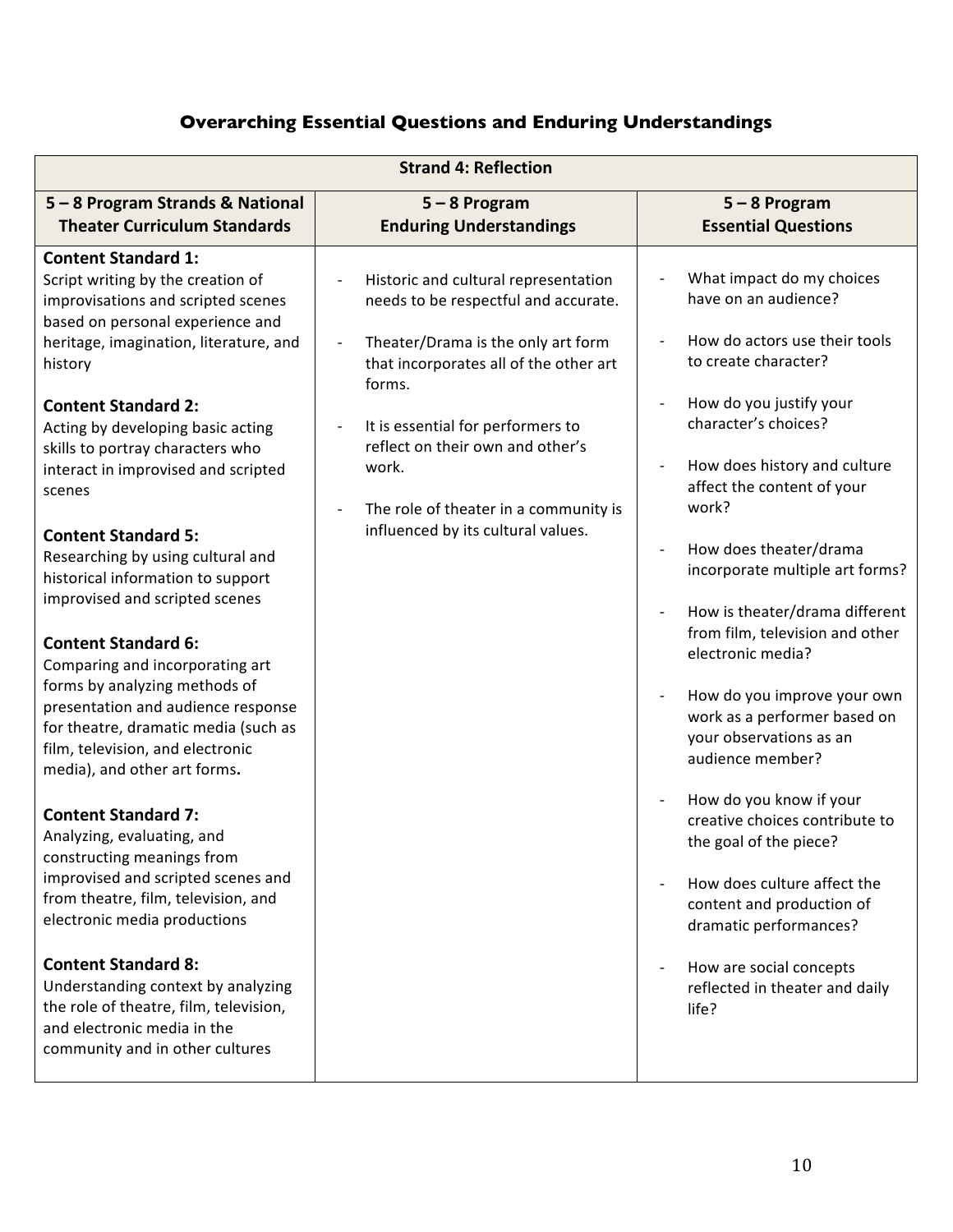## Overarching Essential Questions and Enduring Understandings

| Strand 4: Reflection | | |
|---|---|---|
| **5 – 8 Program Strands & National Theater Curriculum Standards** | **5 – 8 Program Enduring Understandings** | **5 – 8 Program Essential Questions** |
| **Content Standard 1:** Script writing by the creation of improvisations and scripted scenes based on personal experience and heritage, imagination, literature, and history<br><br>**Content Standard 2:** Acting by developing basic acting skills to portray characters who interact in improvised and scripted scenes<br><br>**Content Standard 5:** Researching by using cultural and historical information to support improvised and scripted scenes<br><br>**Content Standard 6:** Comparing and incorporating art forms by analyzing methods of presentation and audience response for theatre, dramatic media (such as film, television, and electronic media), and other art forms**.**<br><br>**Content Standard 7:** Analyzing, evaluating, and constructing meanings from improvised and scripted scenes and from theatre, film, television, and electronic media productions<br><br>**Content Standard 8:** Understanding context by analyzing the role of theatre, film, television, and electronic media in the community and in other cultures | - Historic and cultural representation needs to be respectful and accurate.<br><br>- Theater/Drama is the only art form that incorporates all of the other art forms.<br><br>- It is essential for performers to reflect on their own and other's work.<br><br>- The role of theater in a community is influenced by its cultural values. | - What impact do my choices have on an audience?<br><br>- How do actors use their tools to create character?<br><br>- How do you justify your character's choices?<br><br>- How does history and culture affect the content of your work?<br><br>- How does theater/drama incorporate multiple art forms?<br><br>- How is theater/drama different from film, television and other electronic media?<br><br>- How do you improve your own work as a performer based on your observations as an audience member?<br><br>- How do you know if your creative choices contribute to the goal of the piece?<br><br>- How does culture affect the content and production of dramatic performances?<br><br>- How are social concepts reflected in theater and daily life? |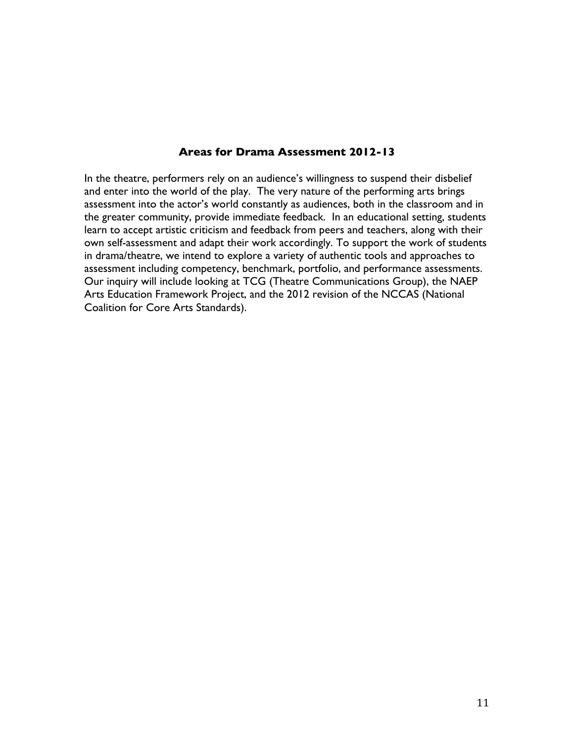## Areas for Drama Assessment 2012-13

In the theatre, performers rely on an audience's willingness to suspend their disbelief and enter into the world of the play. The very nature of the performing arts brings assessment into the actor's world constantly as audiences, both in the classroom and in the greater community, provide immediate feedback. In an educational setting, students learn to accept artistic criticism and feedback from peers and teachers, along with their own self-assessment and adapt their work accordingly. To support the work of students in drama/theatre, we intend to explore a variety of authentic tools and approaches to assessment including competency, benchmark, portfolio, and performance assessments. Our inquiry will include looking at TCG (Theatre Communications Group), the NAEP Arts Education Framework Project, and the 2012 revision of the NCCAS (National Coalition for Core Arts Standards).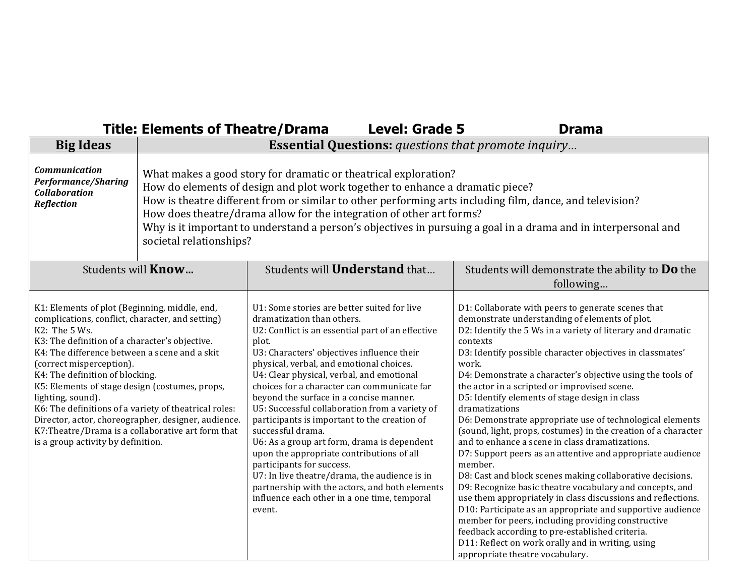**Title: Elements of Theatre/Drama Level: Grade 5 Drama**

| **Big Ideas** | **Essential Questions:** *questions that promote inquiry…* |
|---|---|
| ***Communication***<br>***Performance/Sharing***<br>***Collaboration***<br>***Reflection*** | What makes a good story for dramatic or theatrical exploration?<br>How do elements of design and plot work together to enhance a dramatic piece?<br>How is theatre different from or similar to other performing arts including film, dance, and television?<br>How does theatre/drama allow for the integration of other art forms?<br>Why is it important to understand a person's objectives in pursuing a goal in a drama and in interpersonal and societal relationships? |

| Students will **Know…** | Students will **Understand** that… | Students will demonstrate the ability to **Do** the following… |
|---|---|---|
| K1: Elements of plot (Beginning, middle, end, complications, conflict, character, and setting)<br>K2: The 5 Ws.<br>K3: The definition of a character's objective.<br>K4: The difference between a scene and a skit (correct misperception).<br>K4: The definition of blocking.<br>K5: Elements of stage design (costumes, props, lighting, sound).<br>K6: The definitions of a variety of theatrical roles: Director, actor, choreographer, designer, audience.<br>K7:Theatre/Drama is a collaborative art form that is a group activity by definition. | U1: Some stories are better suited for live dramatization than others.<br>U2: Conflict is an essential part of an effective plot.<br>U3: Characters' objectives influence their physical, verbal, and emotional choices.<br>U4: Clear physical, verbal, and emotional choices for a character can communicate far beyond the surface in a concise manner.<br>U5: Successful collaboration from a variety of participants is important to the creation of successful drama.<br>U6: As a group art form, drama is dependent upon the appropriate contributions of all participants for success.<br>U7: In live theatre/drama, the audience is in partnership with the actors, and both elements influence each other in a one time, temporal event. | D1: Collaborate with peers to generate scenes that demonstrate understanding of elements of plot.<br>D2: Identify the 5 Ws in a variety of literary and dramatic contexts<br>D3: Identify possible character objectives in classmates' work.<br>D4: Demonstrate a character's objective using the tools of the actor in a scripted or improvised scene.<br>D5: Identify elements of stage design in class dramatizations<br>D6: Demonstrate appropriate use of technological elements (sound, light, props, costumes) in the creation of a character and to enhance a scene in class dramatizations.<br>D7: Support peers as an attentive and appropriate audience member.<br>D8: Cast and block scenes making collaborative decisions.<br>D9: Recognize basic theatre vocabulary and concepts, and use them appropriately in class discussions and reflections.<br>D10: Participate as an appropriate and supportive audience member for peers, including providing constructive feedback according to pre-established criteria.<br>D11: Reflect on work orally and in writing, using appropriate theatre vocabulary. |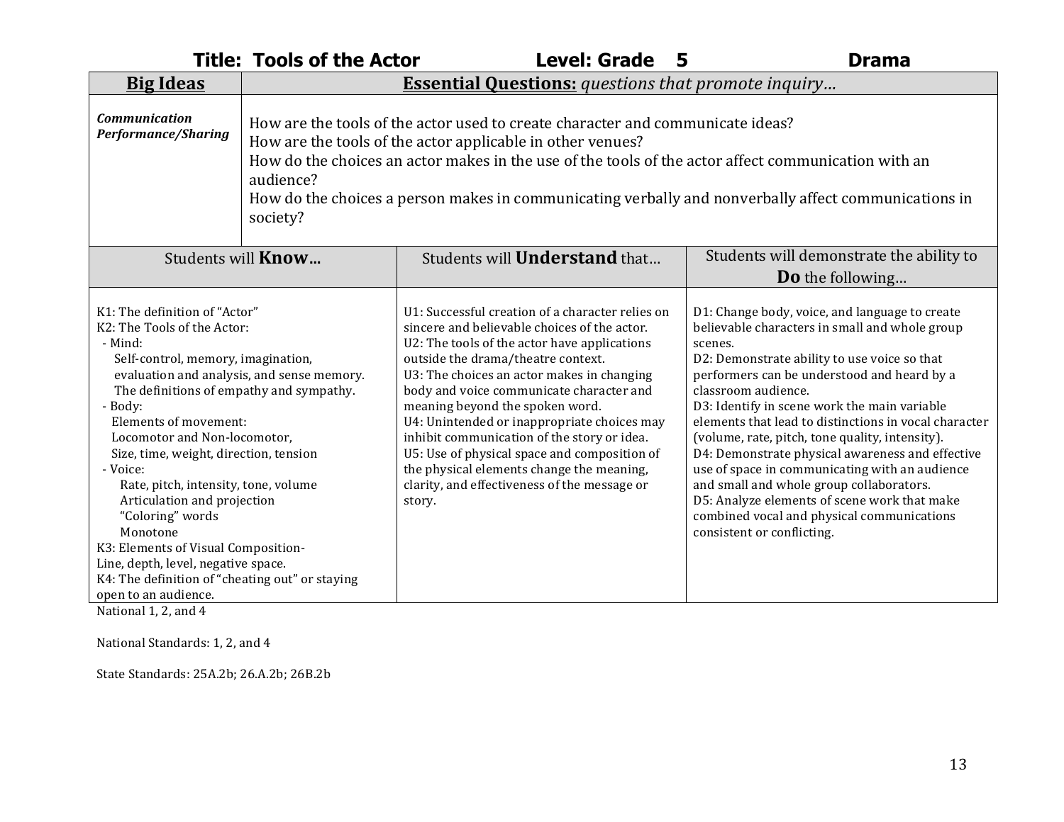**Title: Tools of the Actor** **Level: Grade 5** **Drama**

| **Big Ideas** | **Essential Questions:** *questions that promote inquiry…* |
|---|---|
| ***Communication Performance/Sharing*** | How are the tools of the actor used to create character and communicate ideas?<br>How are the tools of the actor applicable in other venues?<br>How do the choices an actor makes in the use of the tools of the actor affect communication with an audience?<br>How do the choices a person makes in communicating verbally and nonverbally affect communications in society? |

| Students will **Know…** | Students will **Understand** that… | Students will demonstrate the ability to **Do** the following… |
|---|---|---|
| K1: The definition of "Actor"<br>K2: The Tools of the Actor:<br>- Mind:<br>Self-control, memory, imagination, evaluation and analysis, and sense memory.<br>The definitions of empathy and sympathy.<br>- Body:<br>Elements of movement:<br>Locomotor and Non-locomotor,<br>Size, time, weight, direction, tension<br>- Voice:<br>Rate, pitch, intensity, tone, volume<br>Articulation and projection<br>"Coloring" words<br>Monotone<br>K3: Elements of Visual Composition-<br>Line, depth, level, negative space.<br>K4: The definition of "cheating out" or staying open to an audience. | U1: Successful creation of a character relies on sincere and believable choices of the actor.<br>U2: The tools of the actor have applications outside the drama/theatre context.<br>U3: The choices an actor makes in changing body and voice communicate character and meaning beyond the spoken word.<br>U4: Unintended or inappropriate choices may inhibit communication of the story or idea.<br>U5: Use of physical space and composition of the physical elements change the meaning, clarity, and effectiveness of the message or story. | D1: Change body, voice, and language to create believable characters in small and whole group scenes.<br>D2: Demonstrate ability to use voice so that performers can be understood and heard by a classroom audience.<br>D3: Identify in scene work the main variable elements that lead to distinctions in vocal character (volume, rate, pitch, tone quality, intensity).<br>D4: Demonstrate physical awareness and effective use of space in communicating with an audience and small and whole group collaborators.<br>D5: Analyze elements of scene work that make combined vocal and physical communications consistent or conflicting. |

National 1, 2, and 4

National Standards: 1, 2, and 4

State Standards: 25A.2b; 26.A.2b; 26B.2b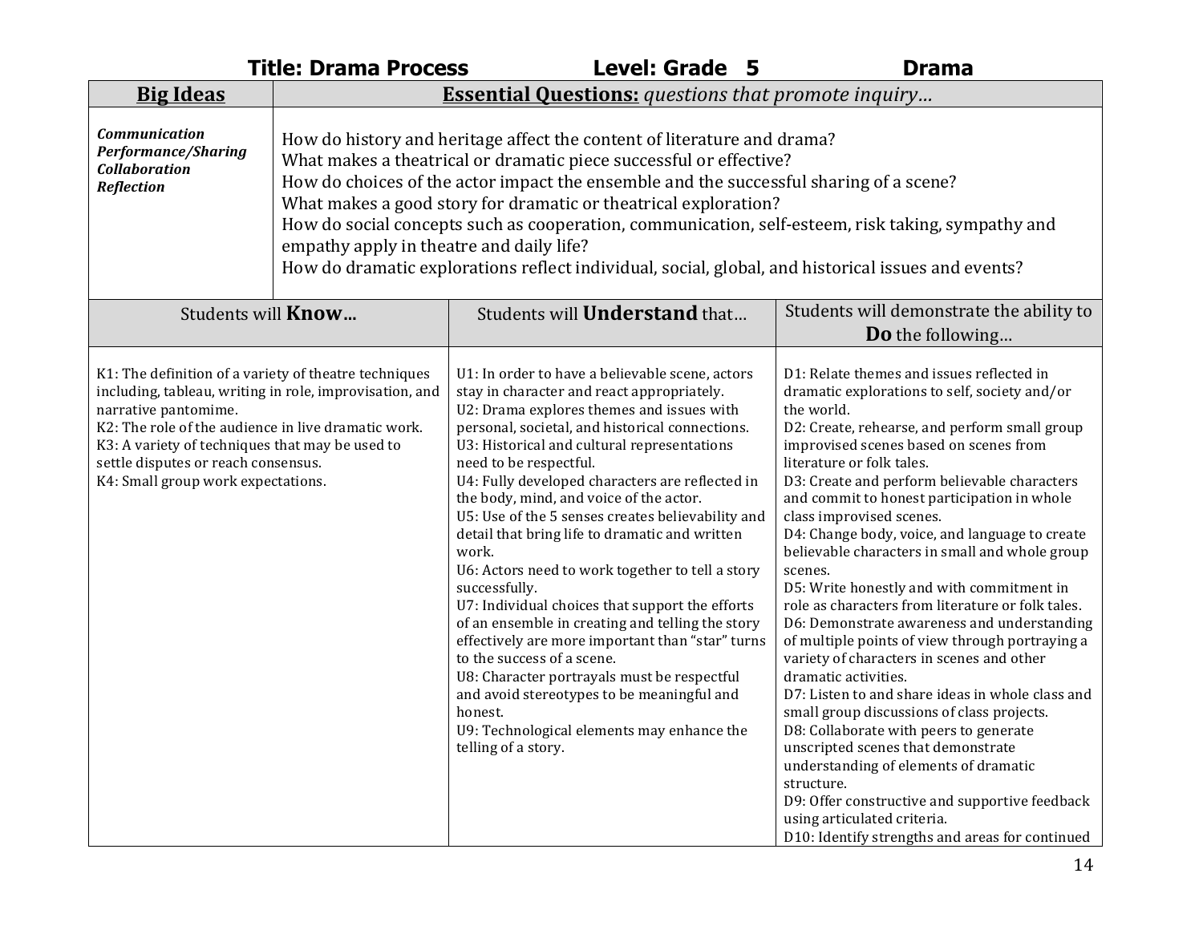**Title: Drama Process** **Level: Grade 5** **Drama**

| **Big Ideas** | **Essential Questions:** *questions that promote inquiry…* |
|---|---|
| ***Communication***<br>***Performance/Sharing***<br>***Collaboration***<br>***Reflection*** | How do history and heritage affect the content of literature and drama?<br>What makes a theatrical or dramatic piece successful or effective?<br>How do choices of the actor impact the ensemble and the successful sharing of a scene?<br>What makes a good story for dramatic or theatrical exploration?<br>How do social concepts such as cooperation, communication, self-esteem, risk taking, sympathy and empathy apply in theatre and daily life?<br>How do dramatic explorations reflect individual, social, global, and historical issues and events? |

| Students will **Know…** | Students will **Understand** that… | Students will demonstrate the ability to **Do** the following… |
|---|---|---|
| K1: The definition of a variety of theatre techniques including, tableau, writing in role, improvisation, and narrative pantomime.<br>K2: The role of the audience in live dramatic work.<br>K3: A variety of techniques that may be used to settle disputes or reach consensus.<br>K4: Small group work expectations. | U1: In order to have a believable scene, actors stay in character and react appropriately.<br>U2: Drama explores themes and issues with personal, societal, and historical connections.<br>U3: Historical and cultural representations need to be respectful.<br>U4: Fully developed characters are reflected in the body, mind, and voice of the actor.<br>U5: Use of the 5 senses creates believability and detail that bring life to dramatic and written work.<br>U6: Actors need to work together to tell a story successfully.<br>U7: Individual choices that support the efforts of an ensemble in creating and telling the story effectively are more important than "star" turns to the success of a scene.<br>U8: Character portrayals must be respectful and avoid stereotypes to be meaningful and honest.<br>U9: Technological elements may enhance the telling of a story. | D1: Relate themes and issues reflected in dramatic explorations to self, society and/or the world.<br>D2: Create, rehearse, and perform small group improvised scenes based on scenes from literature or folk tales.<br>D3: Create and perform believable characters and commit to honest participation in whole class improvised scenes.<br>D4: Change body, voice, and language to create believable characters in small and whole group scenes.<br>D5: Write honestly and with commitment in role as characters from literature or folk tales.<br>D6: Demonstrate awareness and understanding of multiple points of view through portraying a variety of characters in scenes and other dramatic activities.<br>D7: Listen to and share ideas in whole class and small group discussions of class projects.<br>D8: Collaborate with peers to generate unscripted scenes that demonstrate understanding of elements of dramatic structure.<br>D9: Offer constructive and supportive feedback using articulated criteria.<br>D10: Identify strengths and areas for continued |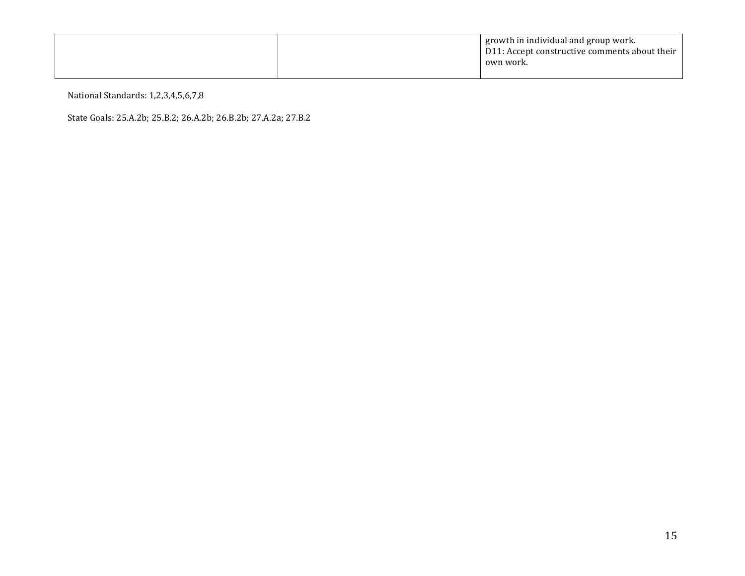| | | |
|---|---|---|
| | | growth in individual and group work.<br>D11: Accept constructive comments about their own work. |

National Standards: 1,2,3,4,5,6,7,8

State Goals: 25.A.2b; 25.B.2; 26.A.2b; 26.B.2b; 27.A.2a; 27.B.2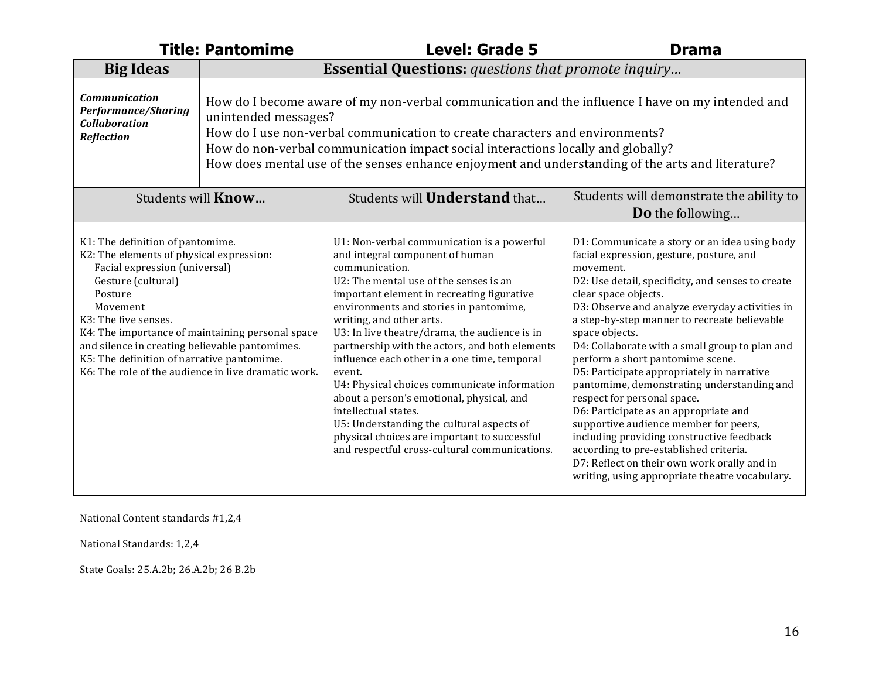**Title: Pantomime** **Level: Grade 5** **Drama**

| **Big Ideas** | **Essential Questions:** *questions that promote inquiry…* |
|---|---|
| ***Communication*** <br> ***Performance/Sharing*** <br> ***Collaboration*** <br> ***Reflection*** | How do I become aware of my non-verbal communication and the influence I have on my intended and unintended messages? <br> How do I use non-verbal communication to create characters and environments? <br> How do non-verbal communication impact social interactions locally and globally? <br> How does mental use of the senses enhance enjoyment and understanding of the arts and literature? |

| Students will **Know…** | Students will **Understand** that… | Students will demonstrate the ability to **Do** the following… |
|---|---|---|
| K1: The definition of pantomime. <br> K2: The elements of physical expression: <br> Facial expression (universal) <br> Gesture (cultural) <br> Posture <br> Movement <br> K3: The five senses. <br> K4: The importance of maintaining personal space and silence in creating believable pantomimes. <br> K5: The definition of narrative pantomime. <br> K6: The role of the audience in live dramatic work. | U1: Non-verbal communication is a powerful and integral component of human communication. <br> U2: The mental use of the senses is an important element in recreating figurative environments and stories in pantomime, writing, and other arts. <br> U3: In live theatre/drama, the audience is in partnership with the actors, and both elements influence each other in a one time, temporal event. <br> U4: Physical choices communicate information about a person's emotional, physical, and intellectual states. <br> U5: Understanding the cultural aspects of physical choices are important to successful and respectful cross-cultural communications. | D1: Communicate a story or an idea using body facial expression, gesture, posture, and movement. <br> D2: Use detail, specificity, and senses to create clear space objects. <br> D3: Observe and analyze everyday activities in a step-by-step manner to recreate believable space objects. <br> D4: Collaborate with a small group to plan and perform a short pantomime scene. <br> D5: Participate appropriately in narrative pantomime, demonstrating understanding and respect for personal space. <br> D6: Participate as an appropriate and supportive audience member for peers, including providing constructive feedback according to pre-established criteria. <br> D7: Reflect on their own work orally and in writing, using appropriate theatre vocabulary. |

National Content standards #1,2,4

National Standards: 1,2,4

State Goals: 25.A.2b; 26.A.2b; 26 B.2b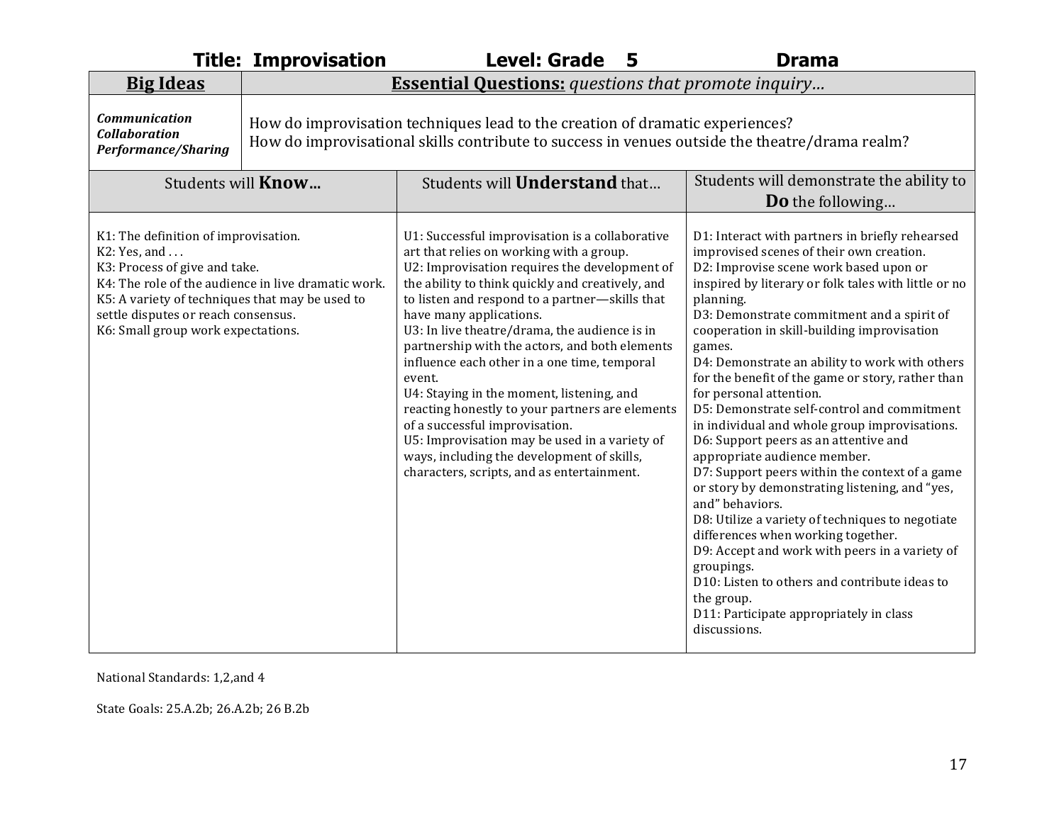**Title: Improvisation** **Level: Grade 5** **Drama**

| **Big Ideas** | **Essential Questions:** *questions that promote inquiry…* |
|---|---|
| ***Communication***<br>***Collaboration***<br>***Performance/Sharing*** | How do improvisation techniques lead to the creation of dramatic experiences?<br>How do improvisational skills contribute to success in venues outside the theatre/drama realm? |

| Students will **Know…** | Students will **Understand** that… | Students will demonstrate the ability to **Do** the following… |
|---|---|---|
| K1: The definition of improvisation.<br>K2: Yes, and . . .<br>K3: Process of give and take.<br>K4: The role of the audience in live dramatic work.<br>K5: A variety of techniques that may be used to settle disputes or reach consensus.<br>K6: Small group work expectations. | U1: Successful improvisation is a collaborative art that relies on working with a group.<br>U2: Improvisation requires the development of the ability to think quickly and creatively, and to listen and respond to a partner—skills that have many applications.<br>U3: In live theatre/drama, the audience is in partnership with the actors, and both elements influence each other in a one time, temporal event.<br>U4: Staying in the moment, listening, and reacting honestly to your partners are elements of a successful improvisation.<br>U5: Improvisation may be used in a variety of ways, including the development of skills, characters, scripts, and as entertainment. | D1: Interact with partners in briefly rehearsed improvised scenes of their own creation.<br>D2: Improvise scene work based upon or inspired by literary or folk tales with little or no planning.<br>D3: Demonstrate commitment and a spirit of cooperation in skill-building improvisation games.<br>D4: Demonstrate an ability to work with others for the benefit of the game or story, rather than for personal attention.<br>D5: Demonstrate self-control and commitment in individual and whole group improvisations.<br>D6: Support peers as an attentive and appropriate audience member.<br>D7: Support peers within the context of a game or story by demonstrating listening, and "yes, and" behaviors.<br>D8: Utilize a variety of techniques to negotiate differences when working together.<br>D9: Accept and work with peers in a variety of groupings.<br>D10: Listen to others and contribute ideas to the group.<br>D11: Participate appropriately in class discussions. |

National Standards: 1,2,and 4

State Goals: 25.A.2b; 26.A.2b; 26 B.2b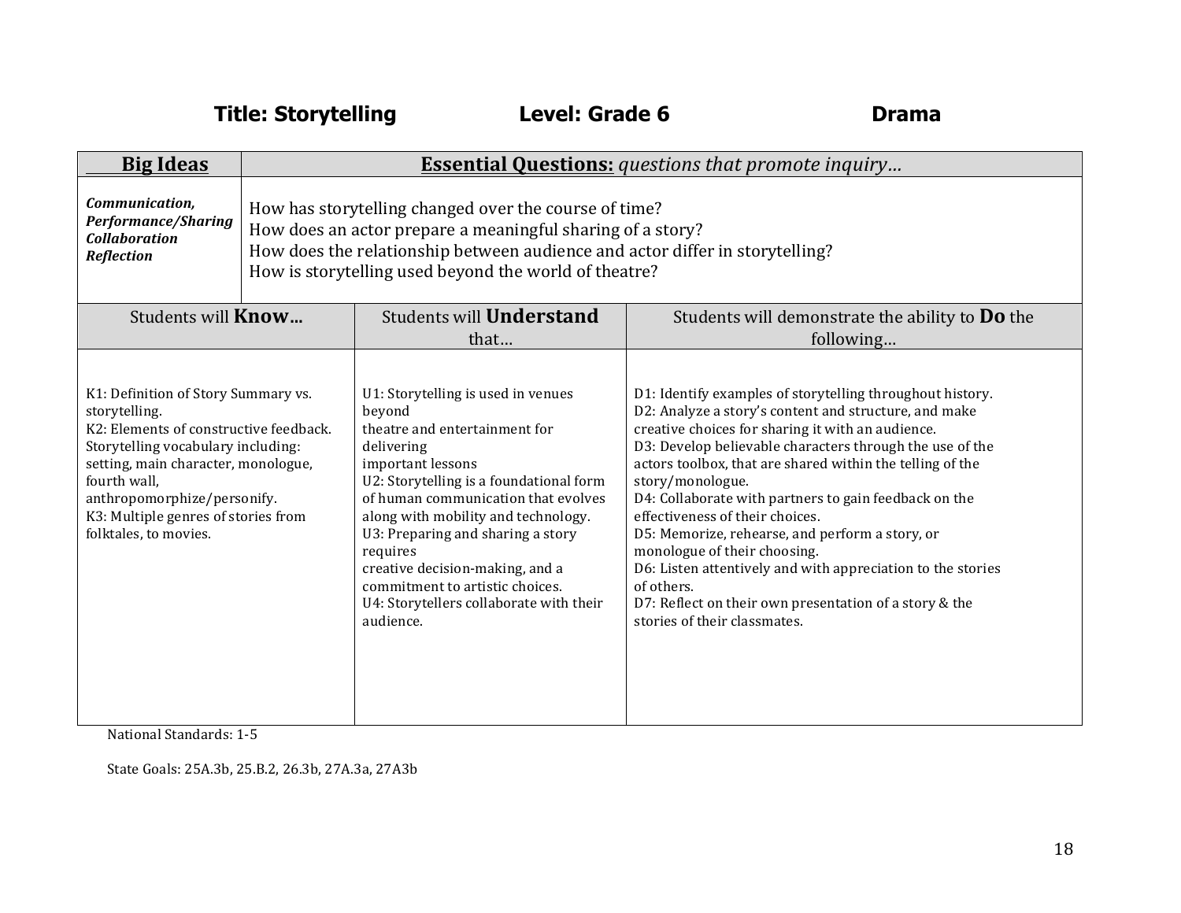**Title: Storytelling** **Level: Grade 6** **Drama**

| **Big Ideas** | **Essential Questions:** *questions that promote inquiry…* |
|---|---|
| ***Communication, Performance/Sharing Collaboration Reflection*** | How has storytelling changed over the course of time?<br>How does an actor prepare a meaningful sharing of a story?<br>How does the relationship between audience and actor differ in storytelling?<br>How is storytelling used beyond the world of theatre? |

| Students will **Know…** | Students will **Understand** that… | Students will demonstrate the ability to **Do** the following… |
|---|---|---|
| K1: Definition of Story Summary vs. storytelling.<br>K2: Elements of constructive feedback. Storytelling vocabulary including: setting, main character, monologue, fourth wall, anthropomorphize/personify.<br>K3: Multiple genres of stories from folktales, to movies. | U1: Storytelling is used in venues beyond theatre and entertainment for delivering important lessons<br>U2: Storytelling is a foundational form of human communication that evolves along with mobility and technology.<br>U3: Preparing and sharing a story requires creative decision-making, and a commitment to artistic choices.<br>U4: Storytellers collaborate with their audience. | D1: Identify examples of storytelling throughout history.<br>D2: Analyze a story's content and structure, and make creative choices for sharing it with an audience.<br>D3: Develop believable characters through the use of the actors toolbox, that are shared within the telling of the story/monologue.<br>D4: Collaborate with partners to gain feedback on the effectiveness of their choices.<br>D5: Memorize, rehearse, and perform a story, or monologue of their choosing.<br>D6: Listen attentively and with appreciation to the stories of others.<br>D7: Reflect on their own presentation of a story & the stories of their classmates. |

National Standards: 1-5

State Goals: 25A.3b, 25.B.2, 26.3b, 27A.3a, 27A3b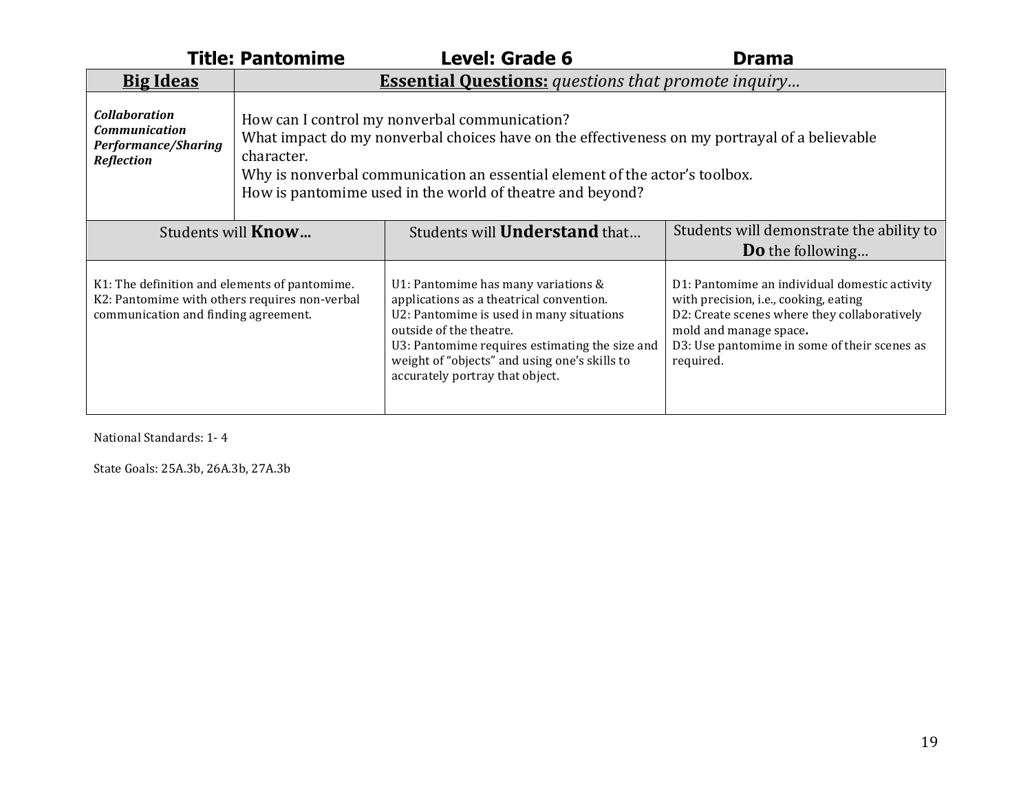**Title: Pantomime** **Level: Grade 6** **Drama**

| **Big Ideas** | **Essential Questions:** *questions that promote inquiry…* |
|---|---|
| ***Collaboration***<br>***Communication***<br>***Performance/Sharing***<br>***Reflection*** | How can I control my nonverbal communication?<br>What impact do my nonverbal choices have on the effectiveness on my portrayal of a believable character.<br>Why is nonverbal communication an essential element of the actor's toolbox.<br>How is pantomime used in the world of theatre and beyond? |

| Students will **Know…** | Students will **Understand** that… | Students will demonstrate the ability to **Do** the following… |
|---|---|---|
| K1: The definition and elements of pantomime.<br>K2: Pantomime with others requires non-verbal communication and finding agreement. | U1: Pantomime has many variations & applications as a theatrical convention.<br>U2: Pantomime is used in many situations outside of the theatre.<br>U3: Pantomime requires estimating the size and weight of "objects" and using one's skills to accurately portray that object. | D1: Pantomime an individual domestic activity with precision, i.e., cooking, eating<br>D2: Create scenes where they collaboratively mold and manage space**.**<br>D3: Use pantomime in some of their scenes as required. |

National Standards: 1- 4

State Goals: 25A.3b, 26A.3b, 27A.3b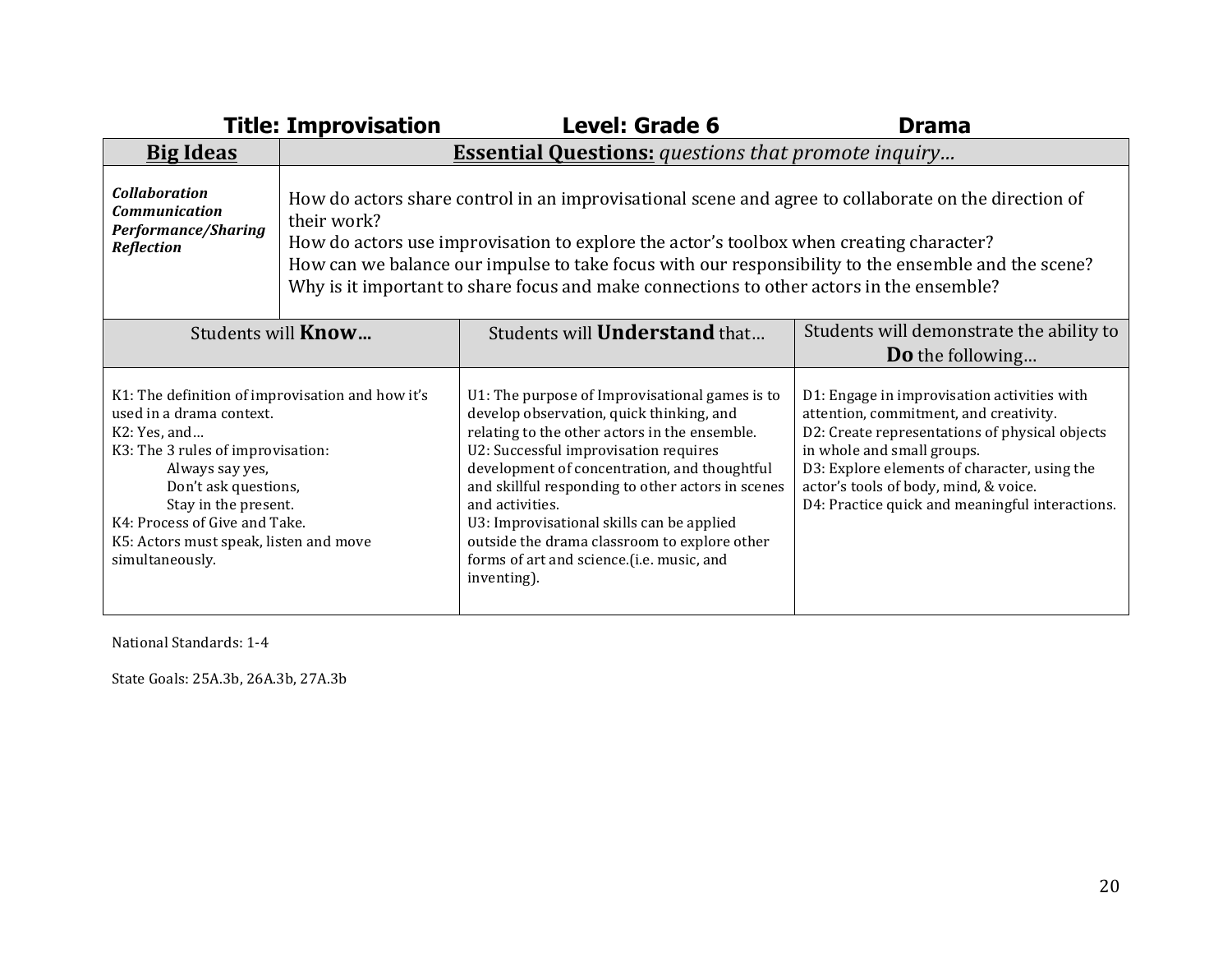**Title: Improvisation** **Level: Grade 6** **Drama**

| **Big Ideas** | **Essential Questions:** *questions that promote inquiry…* |
|---|---|
| ***Collaboration***<br>***Communication***<br>***Performance/Sharing***<br>***Reflection*** | How do actors share control in an improvisational scene and agree to collaborate on the direction of their work?<br>How do actors use improvisation to explore the actor's toolbox when creating character?<br>How can we balance our impulse to take focus with our responsibility to the ensemble and the scene?<br>Why is it important to share focus and make connections to other actors in the ensemble? |

| Students will **Know…** | Students will **Understand** that… | Students will demonstrate the ability to **Do** the following… |
|---|---|---|
| K1: The definition of improvisation and how it's used in a drama context.<br>K2: Yes, and…<br>K3: The 3 rules of improvisation:<br>Always say yes,<br>Don't ask questions,<br>Stay in the present.<br>K4: Process of Give and Take.<br>K5: Actors must speak, listen and move simultaneously. | U1: The purpose of Improvisational games is to develop observation, quick thinking, and relating to the other actors in the ensemble.<br>U2: Successful improvisation requires development of concentration, and thoughtful and skillful responding to other actors in scenes and activities.<br>U3: Improvisational skills can be applied outside the drama classroom to explore other forms of art and science.(i.e. music, and inventing). | D1: Engage in improvisation activities with attention, commitment, and creativity.<br>D2: Create representations of physical objects in whole and small groups.<br>D3: Explore elements of character, using the actor's tools of body, mind, & voice.<br>D4: Practice quick and meaningful interactions. |

National Standards: 1-4

State Goals: 25A.3b, 26A.3b, 27A.3b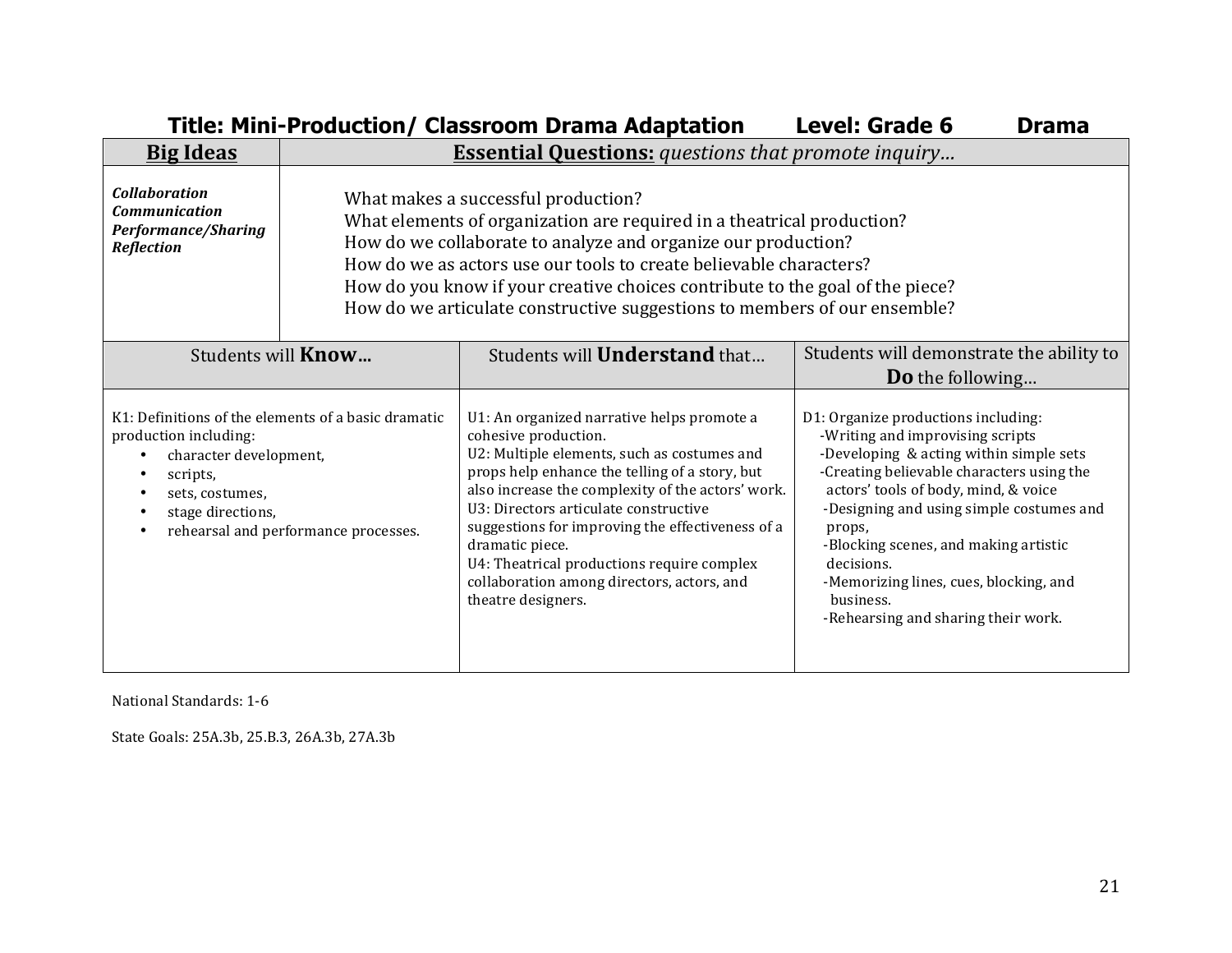## Title: Mini-Production/ Classroom Drama Adaptation  Level: Grade 6  Drama

| **Big Ideas** | **Essential Questions:** *questions that promote inquiry…* |
|---|---|
| ***Collaboration***<br>***Communication***<br>***Performance/Sharing***<br>***Reflection*** | What makes a successful production?<br>What elements of organization are required in a theatrical production?<br>How do we collaborate to analyze and organize our production?<br>How do we as actors use our tools to create believable characters?<br>How do you know if your creative choices contribute to the goal of the piece?<br>How do we articulate constructive suggestions to members of our ensemble? |

| Students will **Know…** | Students will **Understand** that… | Students will demonstrate the ability to **Do** the following… |
|---|---|---|
| K1: Definitions of the elements of a basic dramatic production including:<br>• character development,<br>• scripts,<br>• sets, costumes,<br>• stage directions,<br>• rehearsal and performance processes. | U1: An organized narrative helps promote a cohesive production.<br>U2: Multiple elements, such as costumes and props help enhance the telling of a story, but also increase the complexity of the actors' work.<br>U3: Directors articulate constructive suggestions for improving the effectiveness of a dramatic piece.<br>U4: Theatrical productions require complex collaboration among directors, actors, and theatre designers. | D1: Organize productions including:<br>-Writing and improvising scripts<br>-Developing & acting within simple sets<br>-Creating believable characters using the actors' tools of body, mind, & voice<br>-Designing and using simple costumes and props,<br>-Blocking scenes, and making artistic decisions.<br>-Memorizing lines, cues, blocking, and business.<br>-Rehearsing and sharing their work. |

National Standards: 1-6

State Goals: 25A.3b, 25.B.3, 26A.3b, 27A.3b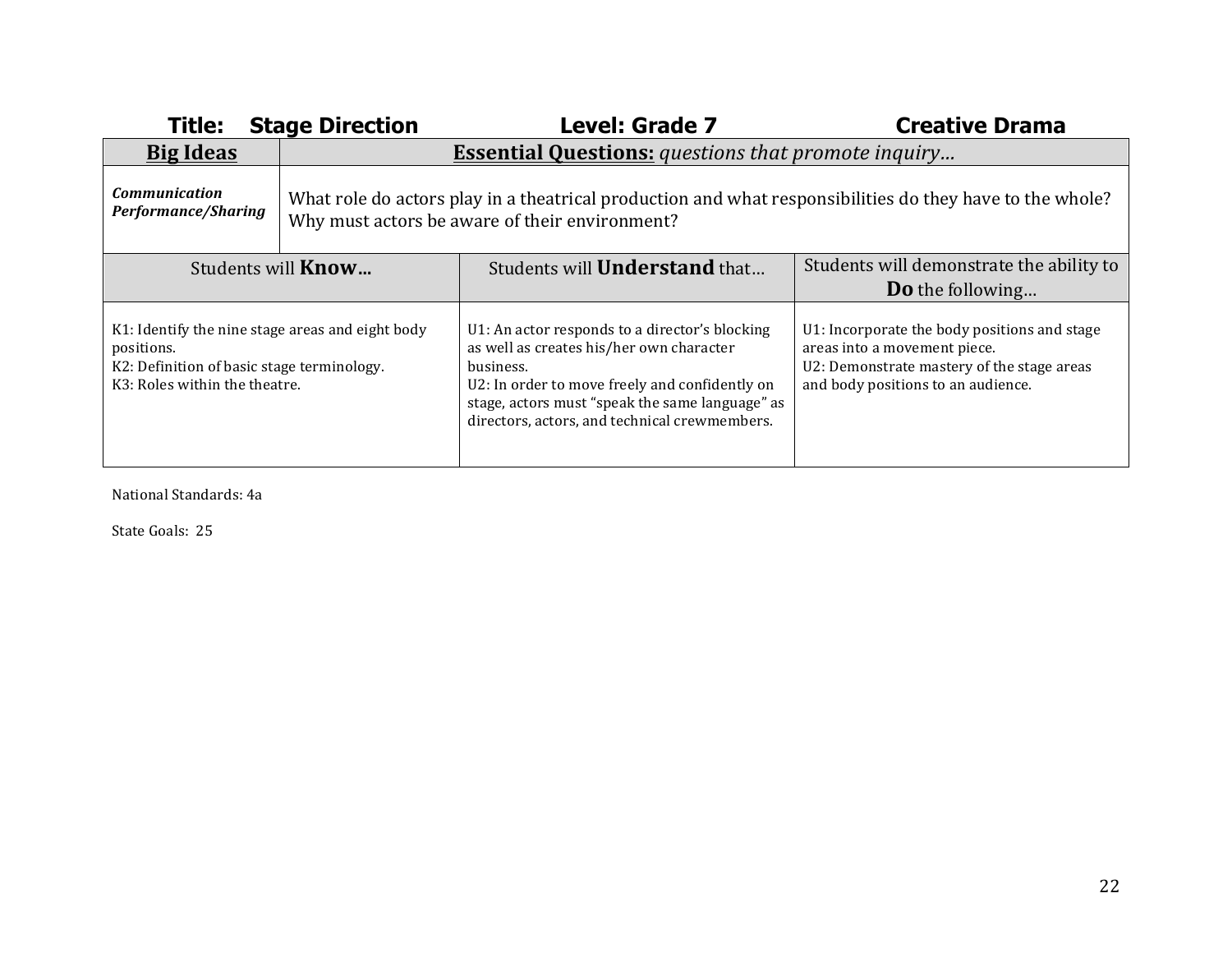**Title: Stage Direction** **Level: Grade 7** **Creative Drama**

| **Big Ideas** | **Essential Questions:** *questions that promote inquiry…* | |
|---|---|---|
| ***Communication Performance/Sharing*** | What role do actors play in a theatrical production and what responsibilities do they have to the whole? Why must actors be aware of their environment? | |
| Students will **Know…** | Students will **Understand** that… | Students will demonstrate the ability to **Do** the following… |
| K1: Identify the nine stage areas and eight body positions.<br>K2: Definition of basic stage terminology.<br>K3: Roles within the theatre. | U1: An actor responds to a director's blocking as well as creates his/her own character business.<br>U2: In order to move freely and confidently on stage, actors must "speak the same language" as directors, actors, and technical crewmembers. | U1: Incorporate the body positions and stage areas into a movement piece.<br>U2: Demonstrate mastery of the stage areas and body positions to an audience. |

National Standards: 4a

State Goals: 25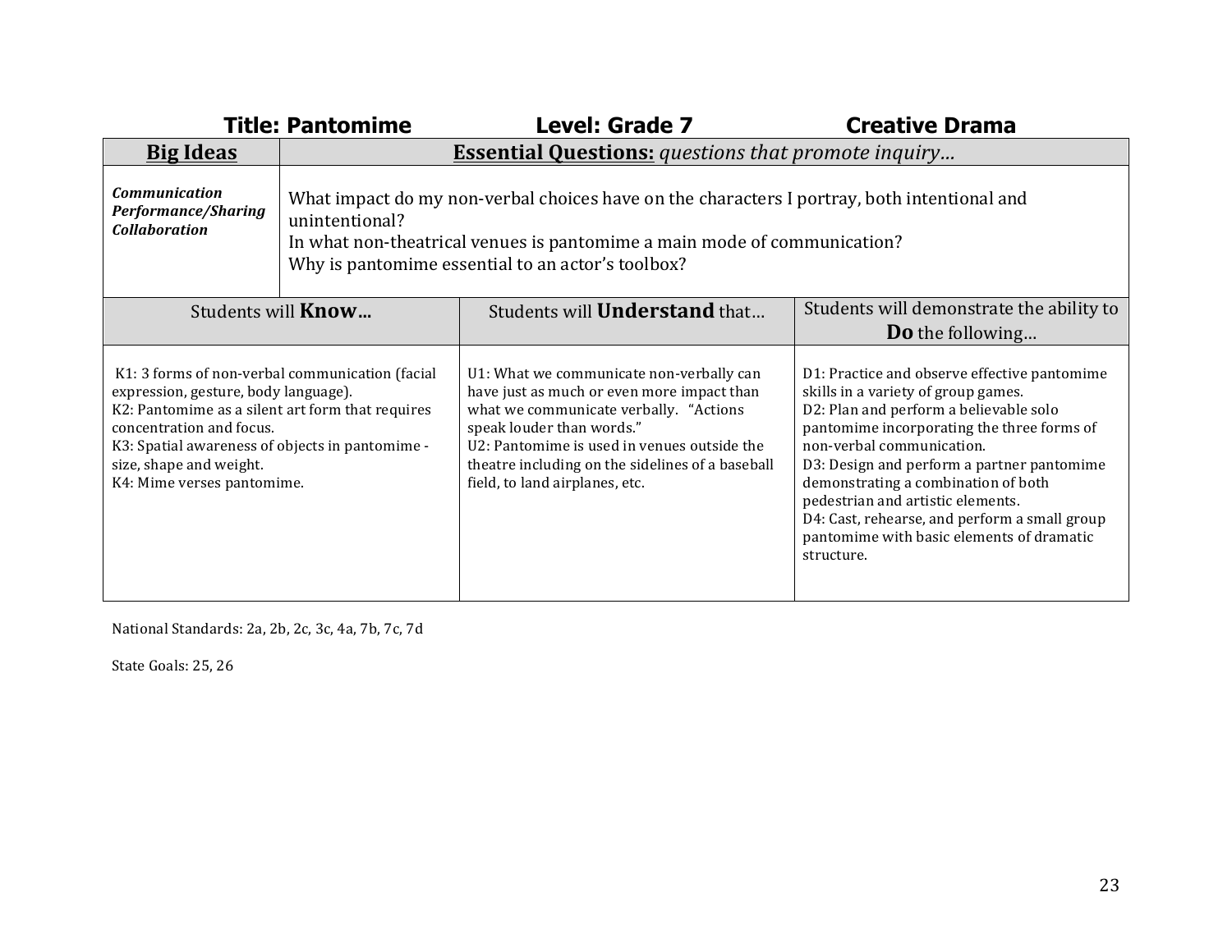**Title: Pantomime** **Level: Grade 7** **Creative Drama**

| **Big Ideas** | **Essential Questions:** *questions that promote inquiry…* |
|---|---|
| ***Communication*** ***Performance/Sharing*** ***Collaboration*** | What impact do my non-verbal choices have on the characters I portray, both intentional and unintentional? In what non-theatrical venues is pantomime a main mode of communication? Why is pantomime essential to an actor's toolbox? |

| Students will **Know…** | Students will **Understand** that… | Students will demonstrate the ability to **Do** the following… |
|---|---|---|
| K1: 3 forms of non-verbal communication (facial expression, gesture, body language).<br>K2: Pantomime as a silent art form that requires concentration and focus.<br>K3: Spatial awareness of objects in pantomime - size, shape and weight.<br>K4: Mime verses pantomime. | U1: What we communicate non-verbally can have just as much or even more impact than what we communicate verbally. "Actions speak louder than words."<br>U2: Pantomime is used in venues outside the theatre including on the sidelines of a baseball field, to land airplanes, etc. | D1: Practice and observe effective pantomime skills in a variety of group games.<br>D2: Plan and perform a believable solo pantomime incorporating the three forms of non-verbal communication.<br>D3: Design and perform a partner pantomime demonstrating a combination of both pedestrian and artistic elements.<br>D4: Cast, rehearse, and perform a small group pantomime with basic elements of dramatic structure. |

National Standards: 2a, 2b, 2c, 3c, 4a, 7b, 7c, 7d

State Goals: 25, 26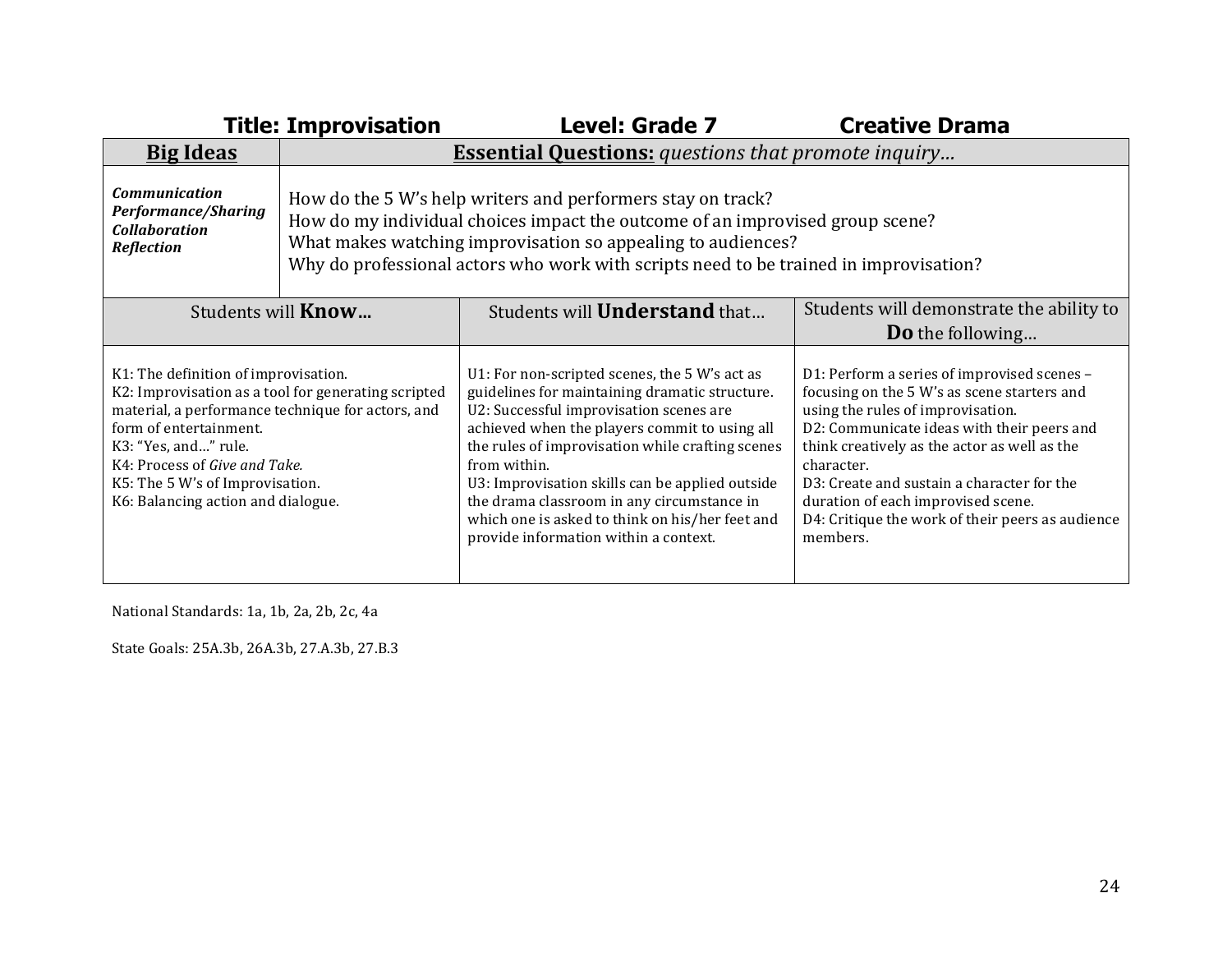**Title: Improvisation** **Level: Grade 7** **Creative Drama**

| **Big Ideas** | **Essential Questions:** *questions that promote inquiry…* |
|---|---|
| ***Communication***<br>***Performance/Sharing***<br>***Collaboration***<br>***Reflection*** | How do the 5 W's help writers and performers stay on track?<br>How do my individual choices impact the outcome of an improvised group scene?<br>What makes watching improvisation so appealing to audiences?<br>Why do professional actors who work with scripts need to be trained in improvisation? |

| Students will **Know…** | Students will **Understand** that… | Students will demonstrate the ability to **Do** the following… |
|---|---|---|
| K1: The definition of improvisation.<br>K2: Improvisation as a tool for generating scripted material, a performance technique for actors, and form of entertainment.<br>K3: "Yes, and…" rule.<br>K4: Process of *Give and Take.*<br>K5: The 5 W's of Improvisation.<br>K6: Balancing action and dialogue. | U1: For non-scripted scenes, the 5 W's act as guidelines for maintaining dramatic structure.<br>U2: Successful improvisation scenes are achieved when the players commit to using all the rules of improvisation while crafting scenes from within.<br>U3: Improvisation skills can be applied outside the drama classroom in any circumstance in which one is asked to think on his/her feet and provide information within a context. | D1: Perform a series of improvised scenes – focusing on the 5 W's as scene starters and using the rules of improvisation.<br>D2: Communicate ideas with their peers and think creatively as the actor as well as the character.<br>D3: Create and sustain a character for the duration of each improvised scene.<br>D4: Critique the work of their peers as audience members. |

National Standards: 1a, 1b, 2a, 2b, 2c, 4a

State Goals: 25A.3b, 26A.3b, 27.A.3b, 27.B.3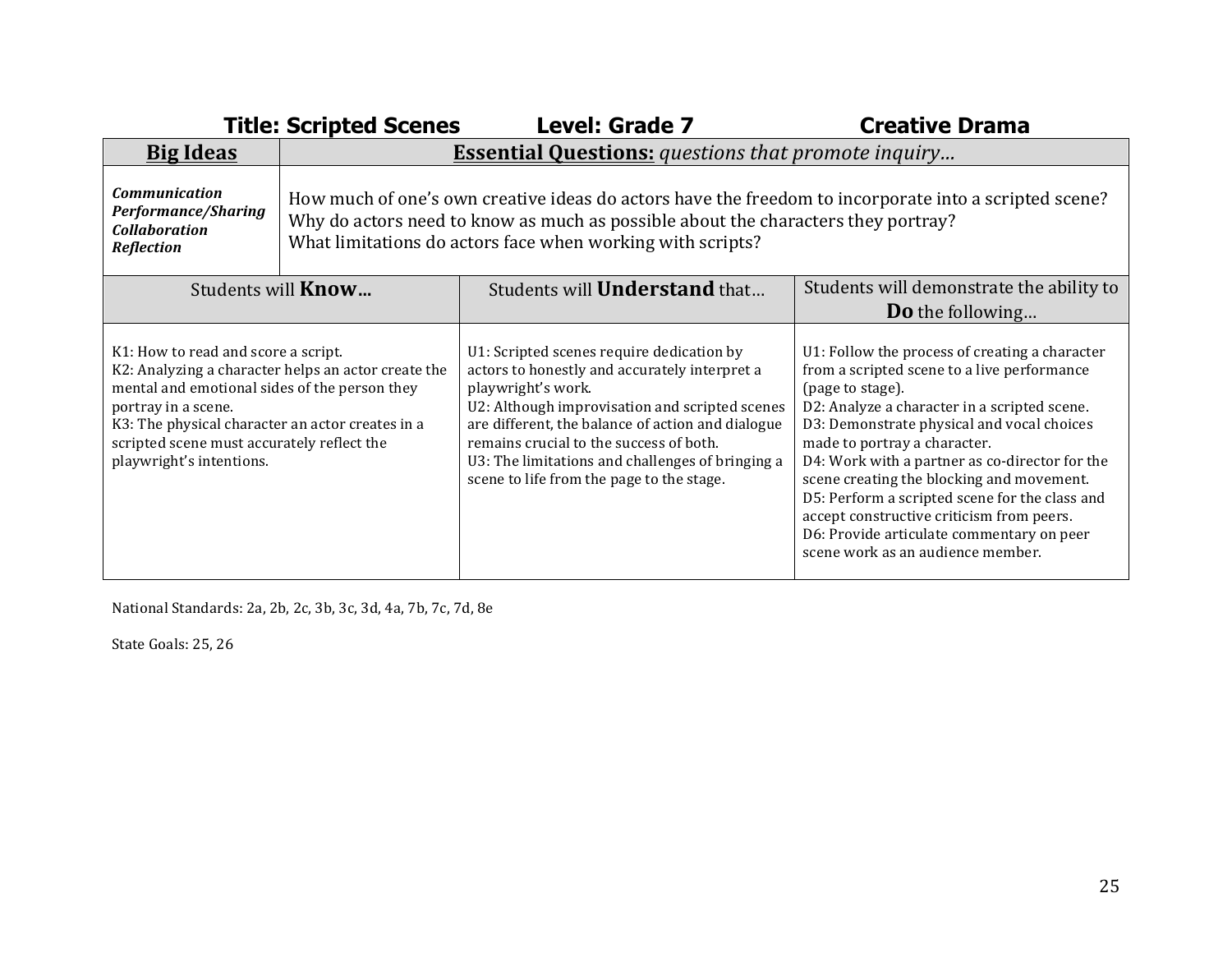**Title: Scripted Scenes** **Level: Grade 7** **Creative Drama**

| **Big Ideas** | **Essential Questions:** *questions that promote inquiry…* |
|---|---|
| ***Communication*** <br> ***Performance/Sharing*** <br> ***Collaboration*** <br> ***Reflection*** | How much of one's own creative ideas do actors have the freedom to incorporate into a scripted scene? <br> Why do actors need to know as much as possible about the characters they portray? <br> What limitations do actors face when working with scripts? |

| Students will **Know…** | Students will **Understand** that… | Students will demonstrate the ability to **Do** the following… |
|---|---|---|
| K1: How to read and score a script. <br> K2: Analyzing a character helps an actor create the mental and emotional sides of the person they portray in a scene. <br> K3: The physical character an actor creates in a scripted scene must accurately reflect the playwright's intentions. | U1: Scripted scenes require dedication by actors to honestly and accurately interpret a playwright's work. <br> U2: Although improvisation and scripted scenes are different, the balance of action and dialogue remains crucial to the success of both. <br> U3: The limitations and challenges of bringing a scene to life from the page to the stage. | U1: Follow the process of creating a character from a scripted scene to a live performance (page to stage). <br> D2: Analyze a character in a scripted scene. <br> D3: Demonstrate physical and vocal choices made to portray a character. <br> D4: Work with a partner as co-director for the scene creating the blocking and movement. <br> D5: Perform a scripted scene for the class and accept constructive criticism from peers. <br> D6: Provide articulate commentary on peer scene work as an audience member. |

National Standards: 2a, 2b, 2c, 3b, 3c, 3d, 4a, 7b, 7c, 7d, 8e

State Goals: 25, 26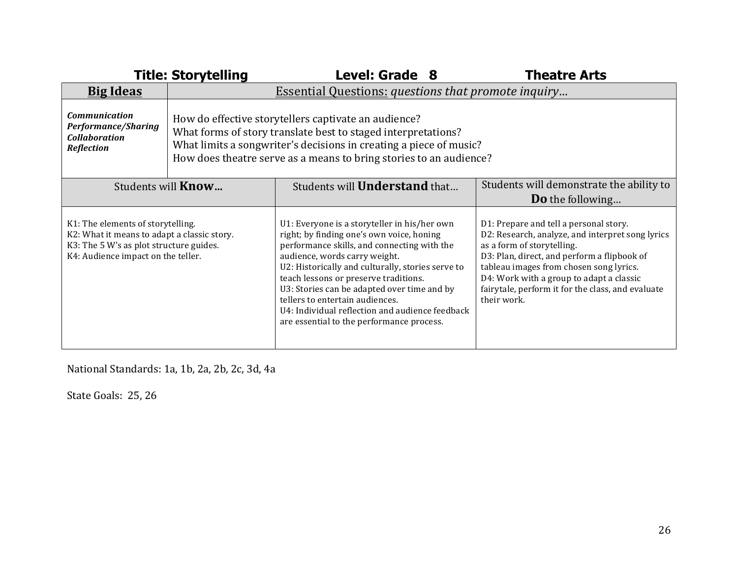**Title: Storytelling** **Level: Grade 8** **Theatre Arts**

| **Big Ideas** | Essential Questions: *questions that promote inquiry…* |
|---|---|
| ***Communication***<br>***Performance/Sharing***<br>***Collaboration***<br>***Reflection*** | How do effective storytellers captivate an audience?<br>What forms of story translate best to staged interpretations?<br>What limits a songwriter's decisions in creating a piece of music?<br>How does theatre serve as a means to bring stories to an audience? |

| Students will **Know…** | Students will **Understand** that… | Students will demonstrate the ability to **Do** the following… |
|---|---|---|
| K1: The elements of storytelling.<br>K2: What it means to adapt a classic story.<br>K3: The 5 W's as plot structure guides.<br>K4: Audience impact on the teller. | U1: Everyone is a storyteller in his/her own right; by finding one's own voice, honing performance skills, and connecting with the audience, words carry weight.<br>U2: Historically and culturally, stories serve to teach lessons or preserve traditions.<br>U3: Stories can be adapted over time and by tellers to entertain audiences.<br>U4: Individual reflection and audience feedback are essential to the performance process. | D1: Prepare and tell a personal story.<br>D2: Research, analyze, and interpret song lyrics as a form of storytelling.<br>D3: Plan, direct, and perform a flipbook of tableau images from chosen song lyrics.<br>D4: Work with a group to adapt a classic fairytale, perform it for the class, and evaluate their work. |

National Standards: 1a, 1b, 2a, 2b, 2c, 3d, 4a

State Goals: 25, 26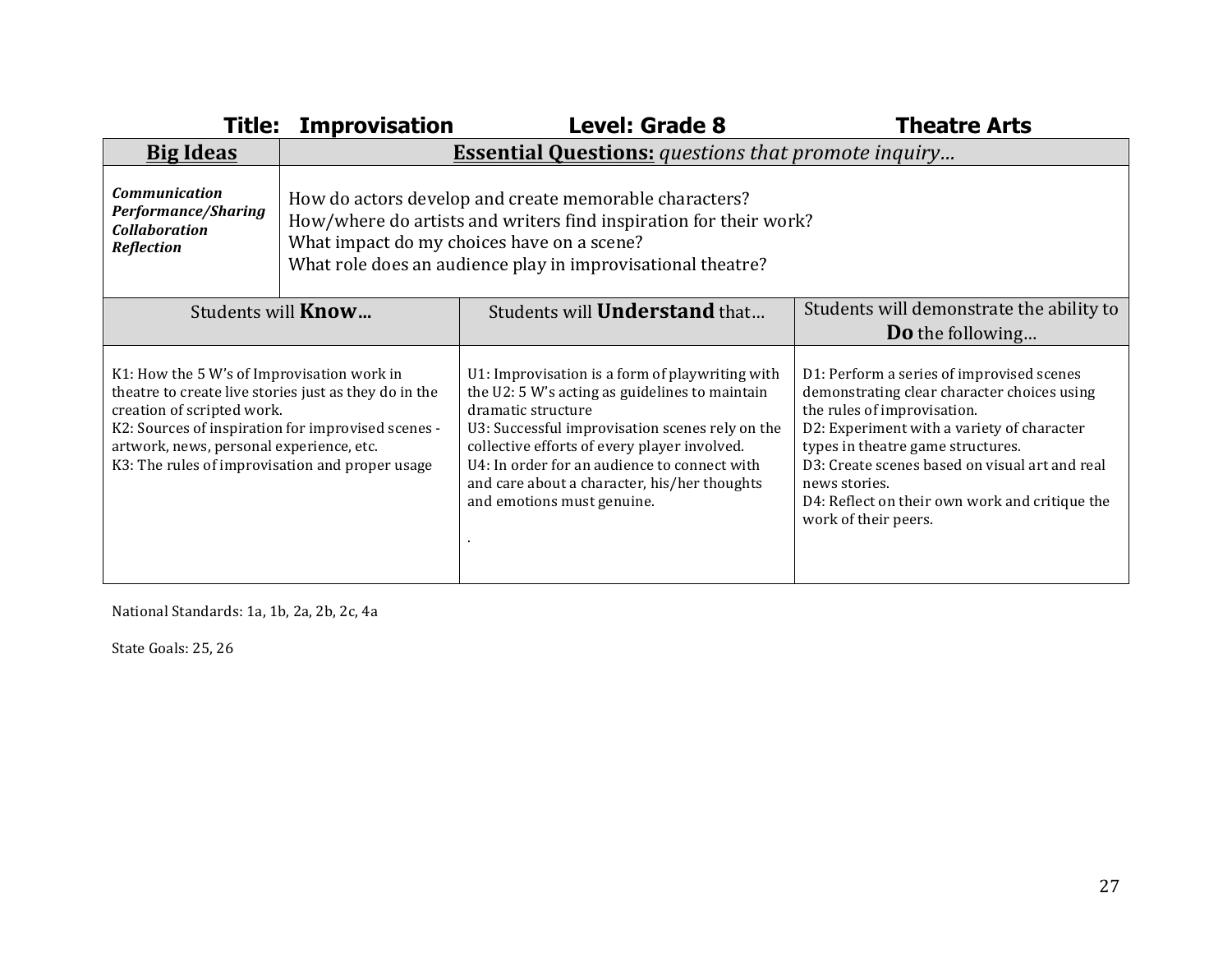**Title: Improvisation** **Level: Grade 8** **Theatre Arts**

| **Big Ideas** | **Essential Questions:** *questions that promote inquiry…* |
|---|---|
| ***Communication***<br>***Performance/Sharing***<br>***Collaboration***<br>***Reflection*** | How do actors develop and create memorable characters?<br>How/where do artists and writers find inspiration for their work?<br>What impact do my choices have on a scene?<br>What role does an audience play in improvisational theatre? |

| Students will **Know…** | Students will **Understand** that… | Students will demonstrate the ability to **Do** the following… |
|---|---|---|
| K1: How the 5 W's of Improvisation work in theatre to create live stories just as they do in the creation of scripted work.<br>K2: Sources of inspiration for improvised scenes - artwork, news, personal experience, etc.<br>K3: The rules of improvisation and proper usage | U1: Improvisation is a form of playwriting with the U2: 5 W's acting as guidelines to maintain dramatic structure<br>U3: Successful improvisation scenes rely on the collective efforts of every player involved.<br>U4: In order for an audience to connect with and care about a character, his/her thoughts and emotions must genuine.<br><br>. | D1: Perform a series of improvised scenes demonstrating clear character choices using the rules of improvisation.<br>D2: Experiment with a variety of character types in theatre game structures.<br>D3: Create scenes based on visual art and real news stories.<br>D4: Reflect on their own work and critique the work of their peers. |

National Standards: 1a, 1b, 2a, 2b, 2c, 4a

State Goals: 25, 26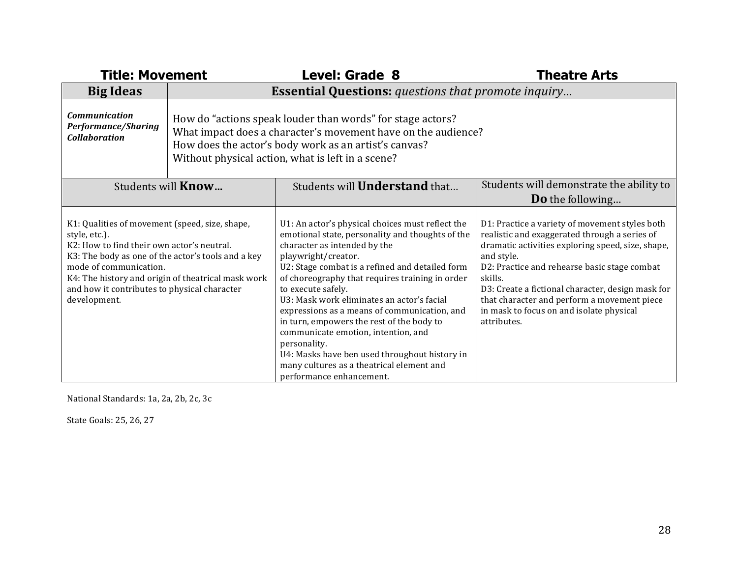**Title: Movement** **Level: Grade 8** **Theatre Arts**

| **Big Ideas** | **Essential Questions:** *questions that promote inquiry…* |
|---|---|
| ***Communication*** <br> ***Performance/Sharing*** <br> ***Collaboration*** | How do "actions speak louder than words" for stage actors? <br> What impact does a character's movement have on the audience? <br> How does the actor's body work as an artist's canvas? <br> Without physical action, what is left in a scene? |

| Students will **Know…** | Students will **Understand** that… | Students will demonstrate the ability to **Do** the following… |
|---|---|---|
| K1: Qualities of movement (speed, size, shape, style, etc.). <br> K2: How to find their own actor's neutral. <br> K3: The body as one of the actor's tools and a key mode of communication. <br> K4: The history and origin of theatrical mask work and how it contributes to physical character development. | U1: An actor's physical choices must reflect the emotional state, personality and thoughts of the character as intended by the playwright/creator. <br> U2: Stage combat is a refined and detailed form of choreography that requires training in order to execute safely. <br> U3: Mask work eliminates an actor's facial expressions as a means of communication, and in turn, empowers the rest of the body to communicate emotion, intention, and personality. <br> U4: Masks have ben used throughout history in many cultures as a theatrical element and performance enhancement. | D1: Practice a variety of movement styles both realistic and exaggerated through a series of dramatic activities exploring speed, size, shape, and style. <br> D2: Practice and rehearse basic stage combat skills. <br> D3: Create a fictional character, design mask for that character and perform a movement piece in mask to focus on and isolate physical attributes. |

National Standards: 1a, 2a, 2b, 2c, 3c

State Goals: 25, 26, 27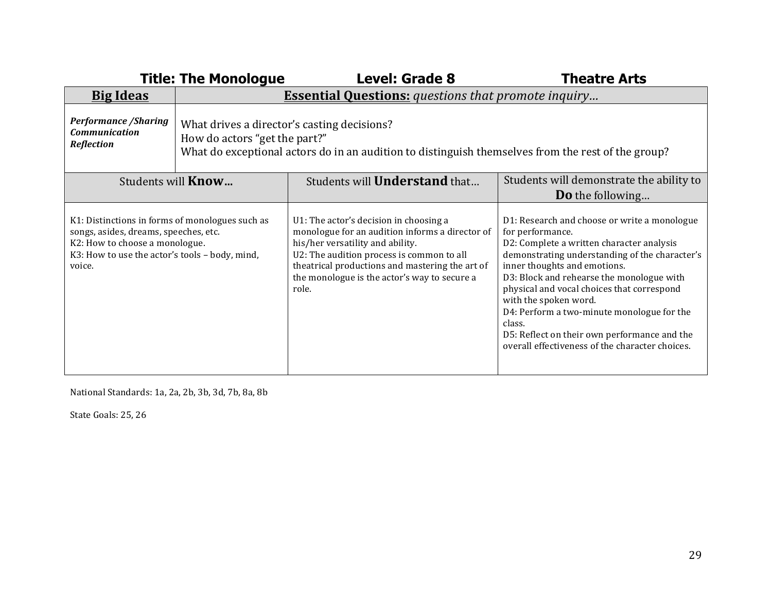**Title: The Monologue** **Level: Grade 8** **Theatre Arts**

| **Big Ideas** | **Essential Questions:** *questions that promote inquiry…* |
|---|---|
| ***Performance /Sharing*** <br> ***Communication*** <br> ***Reflection*** | What drives a director's casting decisions? <br> How do actors "get the part?" <br> What do exceptional actors do in an audition to distinguish themselves from the rest of the group? |

| Students will **Know…** | Students will **Understand** that… | Students will demonstrate the ability to **Do** the following… |
|---|---|---|
| K1: Distinctions in forms of monologues such as songs, asides, dreams, speeches, etc. <br> K2: How to choose a monologue. <br> K3: How to use the actor's tools – body, mind, voice. | U1: The actor's decision in choosing a monologue for an audition informs a director of his/her versatility and ability. <br> U2: The audition process is common to all theatrical productions and mastering the art of the monologue is the actor's way to secure a role. | D1: Research and choose or write a monologue for performance. <br> D2: Complete a written character analysis demonstrating understanding of the character's inner thoughts and emotions. <br> D3: Block and rehearse the monologue with physical and vocal choices that correspond with the spoken word. <br> D4: Perform a two-minute monologue for the class. <br> D5: Reflect on their own performance and the overall effectiveness of the character choices. |

National Standards: 1a, 2a, 2b, 3b, 3d, 7b, 8a, 8b

State Goals: 25, 26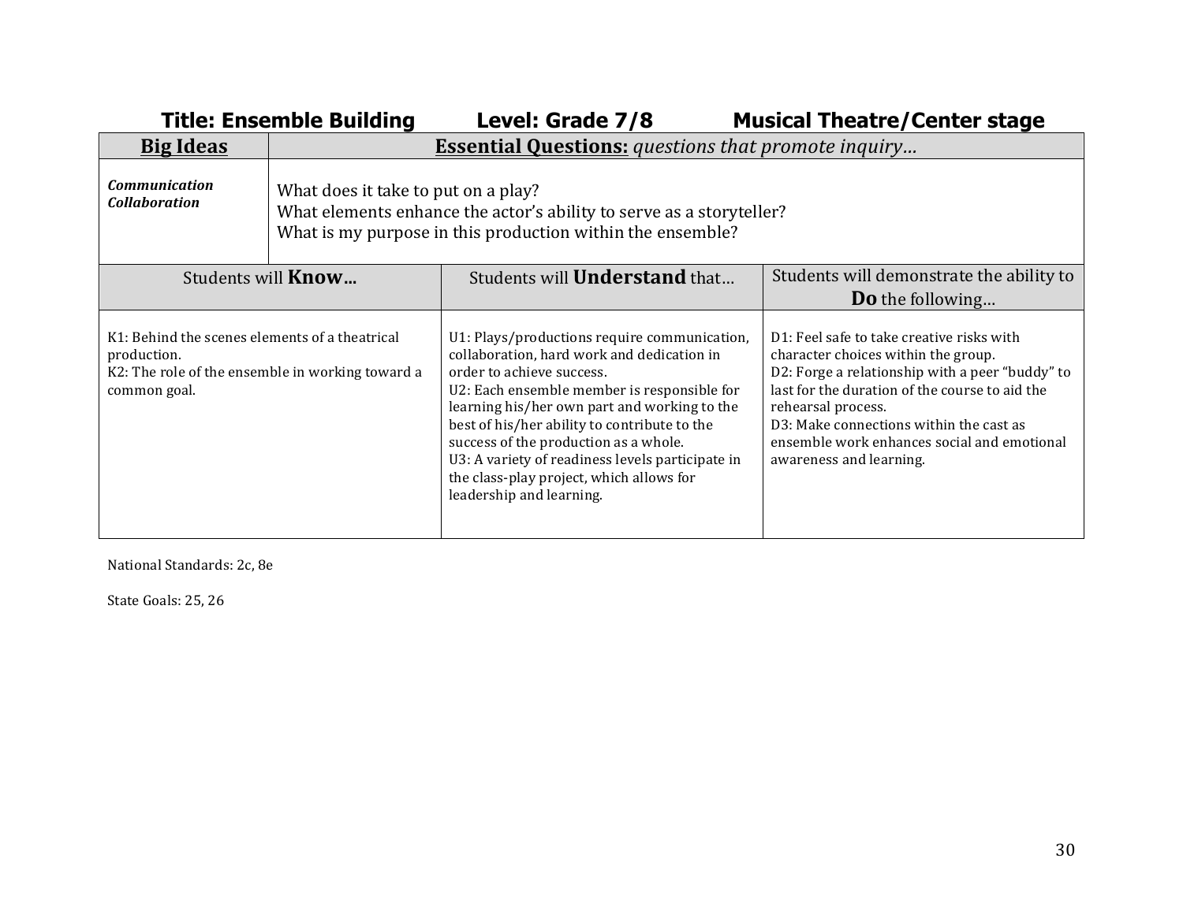**Title: Ensemble Building    Level: Grade 7/8    Musical Theatre/Center stage**

| Big Ideas | Essential Questions: *questions that promote inquiry…* | |
|---|---|---|
| ***Communication Collaboration*** | What does it take to put on a play?<br>What elements enhance the actor's ability to serve as a storyteller?<br>What is my purpose in this production within the ensemble? | |
| Students will **Know…** | Students will **Understand** that… | Students will demonstrate the ability to **Do** the following… |
| K1: Behind the scenes elements of a theatrical production.<br>K2: The role of the ensemble in working toward a common goal. | U1: Plays/productions require communication, collaboration, hard work and dedication in order to achieve success.<br>U2: Each ensemble member is responsible for learning his/her own part and working to the best of his/her ability to contribute to the success of the production as a whole.<br>U3: A variety of readiness levels participate in the class-play project, which allows for leadership and learning. | D1: Feel safe to take creative risks with character choices within the group.<br>D2: Forge a relationship with a peer "buddy" to last for the duration of the course to aid the rehearsal process.<br>D3: Make connections within the cast as ensemble work enhances social and emotional awareness and learning. |

National Standards: 2c, 8e

State Goals: 25, 26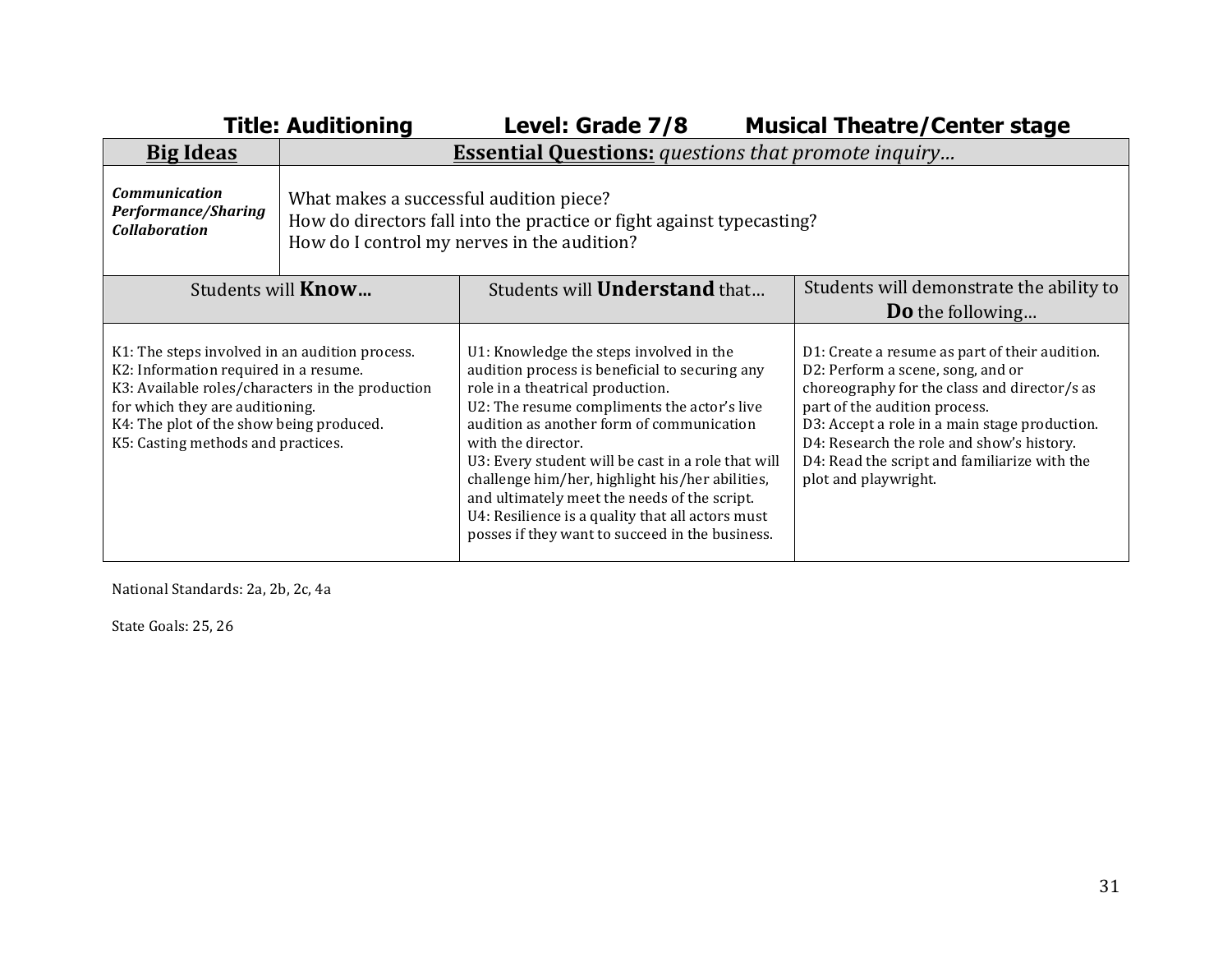**Title: Auditioning Level: Grade 7/8 Musical Theatre/Center stage**

| **Big Ideas** | **Essential Questions:** *questions that promote inquiry…* | |
|---|---|---|
| ***Communication***<br>***Performance/Sharing***<br>***Collaboration*** | What makes a successful audition piece?<br>How do directors fall into the practice or fight against typecasting?<br>How do I control my nerves in the audition? | |
| Students will **Know…** | Students will **Understand** that… | Students will demonstrate the ability to **Do** the following… |
| K1: The steps involved in an audition process.<br>K2: Information required in a resume.<br>K3: Available roles/characters in the production for which they are auditioning.<br>K4: The plot of the show being produced.<br>K5: Casting methods and practices. | U1: Knowledge the steps involved in the audition process is beneficial to securing any role in a theatrical production.<br>U2: The resume compliments the actor's live audition as another form of communication with the director.<br>U3: Every student will be cast in a role that will challenge him/her, highlight his/her abilities, and ultimately meet the needs of the script.<br>U4: Resilience is a quality that all actors must posses if they want to succeed in the business. | D1: Create a resume as part of their audition.<br>D2: Perform a scene, song, and or choreography for the class and director/s as part of the audition process.<br>D3: Accept a role in a main stage production.<br>D4: Research the role and show's history.<br>D4: Read the script and familiarize with the plot and playwright. |

National Standards: 2a, 2b, 2c, 4a

State Goals: 25, 26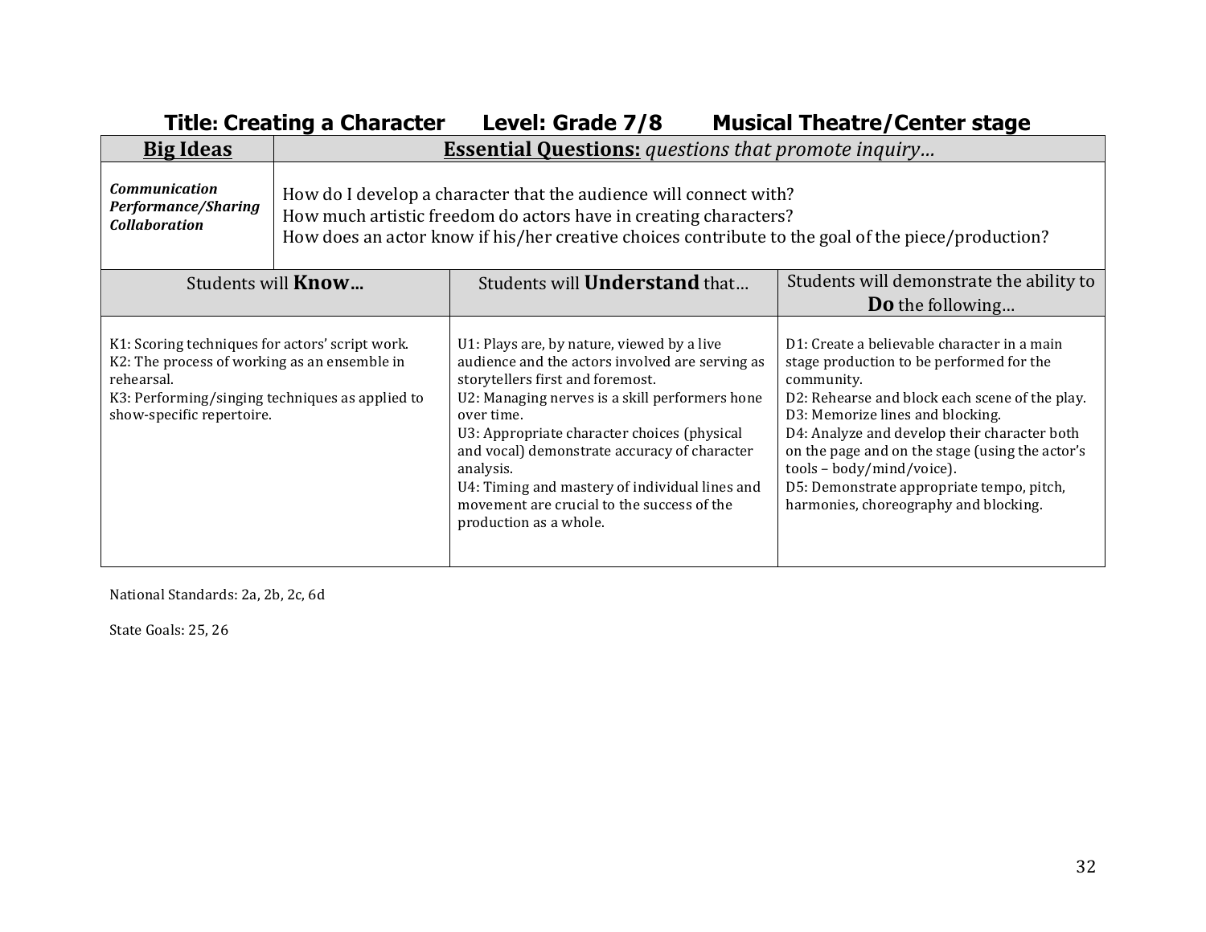**Title: Creating a Character      Level: Grade 7/8        Musical Theatre/Center stage**

| **Big Ideas** | **Essential Questions:** *questions that promote inquiry…* |
|---|---|
| ***Communication*** <br> ***Performance/Sharing*** <br> ***Collaboration*** | How do I develop a character that the audience will connect with? <br> How much artistic freedom do actors have in creating characters? <br> How does an actor know if his/her creative choices contribute to the goal of the piece/production? |

| Students will **Know…** | Students will **Understand** that… | Students will demonstrate the ability to **Do** the following… |
|---|---|---|
| K1: Scoring techniques for actors' script work. <br> K2: The process of working as an ensemble in rehearsal. <br> K3: Performing/singing techniques as applied to show-specific repertoire. | U1: Plays are, by nature, viewed by a live audience and the actors involved are serving as storytellers first and foremost. <br> U2: Managing nerves is a skill performers hone over time. <br> U3: Appropriate character choices (physical and vocal) demonstrate accuracy of character analysis. <br> U4: Timing and mastery of individual lines and movement are crucial to the success of the production as a whole. | D1: Create a believable character in a main stage production to be performed for the community. <br> D2: Rehearse and block each scene of the play. <br> D3: Memorize lines and blocking. <br> D4: Analyze and develop their character both on the page and on the stage (using the actor's tools – body/mind/voice). <br> D5: Demonstrate appropriate tempo, pitch, harmonies, choreography and blocking. |

National Standards: 2a, 2b, 2c, 6d

State Goals: 25, 26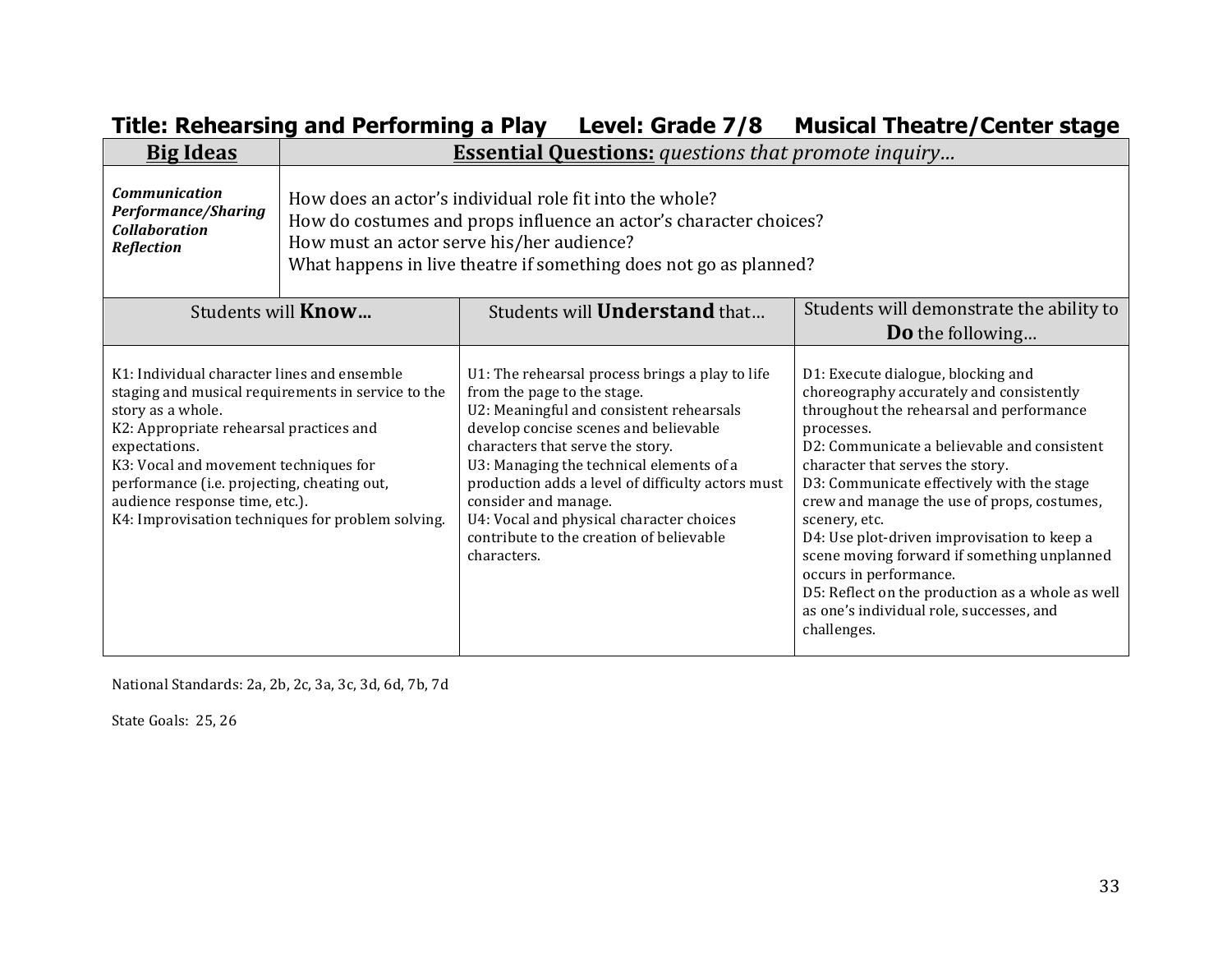# Title: Rehearsing and Performing a Play     Level: Grade 7/8     Musical Theatre/Center stage

| **Big Ideas** | **Essential Questions:** *questions that promote inquiry…* |
|---|---|
| ***Communication***<br>***Performance/Sharing***<br>***Collaboration***<br>***Reflection*** | How does an actor's individual role fit into the whole?<br>How do costumes and props influence an actor's character choices?<br>How must an actor serve his/her audience?<br>What happens in live theatre if something does not go as planned? |

| Students will **Know…** | Students will **Understand** that… | Students will demonstrate the ability to **Do** the following… |
|---|---|---|
| K1: Individual character lines and ensemble staging and musical requirements in service to the story as a whole.<br>K2: Appropriate rehearsal practices and expectations.<br>K3: Vocal and movement techniques for performance (i.e. projecting, cheating out, audience response time, etc.).<br>K4: Improvisation techniques for problem solving. | U1: The rehearsal process brings a play to life from the page to the stage.<br>U2: Meaningful and consistent rehearsals develop concise scenes and believable characters that serve the story.<br>U3: Managing the technical elements of a production adds a level of difficulty actors must consider and manage.<br>U4: Vocal and physical character choices contribute to the creation of believable characters. | D1: Execute dialogue, blocking and choreography accurately and consistently throughout the rehearsal and performance processes.<br>D2: Communicate a believable and consistent character that serves the story.<br>D3: Communicate effectively with the stage crew and manage the use of props, costumes, scenery, etc.<br>D4: Use plot-driven improvisation to keep a scene moving forward if something unplanned occurs in performance.<br>D5: Reflect on the production as a whole as well as one's individual role, successes, and challenges. |

National Standards: 2a, 2b, 2c, 3a, 3c, 3d, 6d, 7b, 7d

State Goals: 25, 26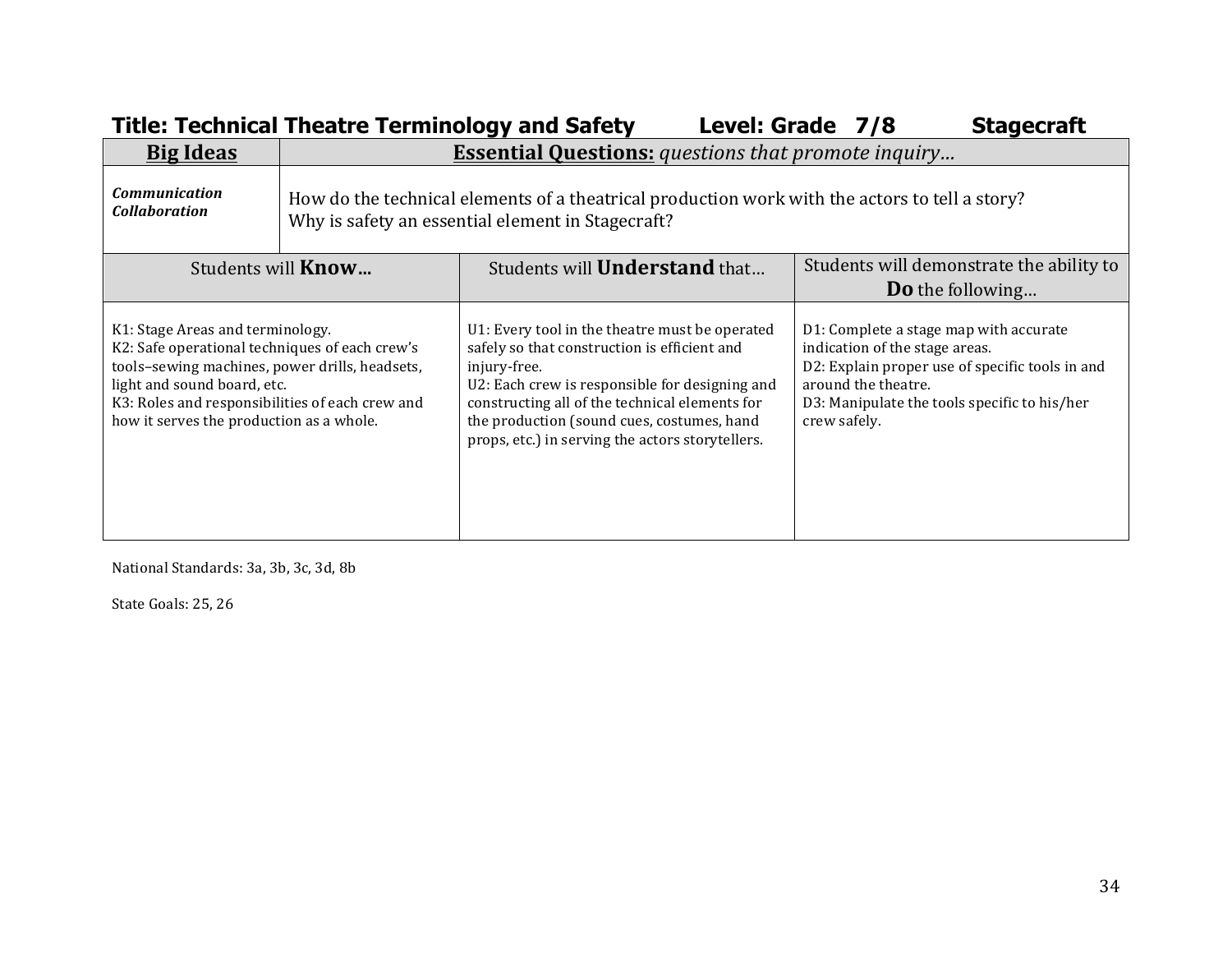**Title: Technical Theatre Terminology and Safety    Level: Grade 7/8    Stagecraft**

| **Big Ideas** | **Essential Questions:** *questions that promote inquiry…* |
|---|---|
| ***Communication*** ***Collaboration*** | How do the technical elements of a theatrical production work with the actors to tell a story? Why is safety an essential element in Stagecraft? |

| Students will **Know…** | Students will **Understand** that… | Students will demonstrate the ability to **Do** the following… |
|---|---|---|
| K1: Stage Areas and terminology.<br>K2: Safe operational techniques of each crew's tools–sewing machines, power drills, headsets, light and sound board, etc.<br>K3: Roles and responsibilities of each crew and how it serves the production as a whole. | U1: Every tool in the theatre must be operated safely so that construction is efficient and injury-free.<br>U2: Each crew is responsible for designing and constructing all of the technical elements for the production (sound cues, costumes, hand props, etc.) in serving the actors storytellers. | D1: Complete a stage map with accurate indication of the stage areas.<br>D2: Explain proper use of specific tools in and around the theatre.<br>D3: Manipulate the tools specific to his/her crew safely. |

National Standards: 3a, 3b, 3c, 3d, 8b

State Goals: 25, 26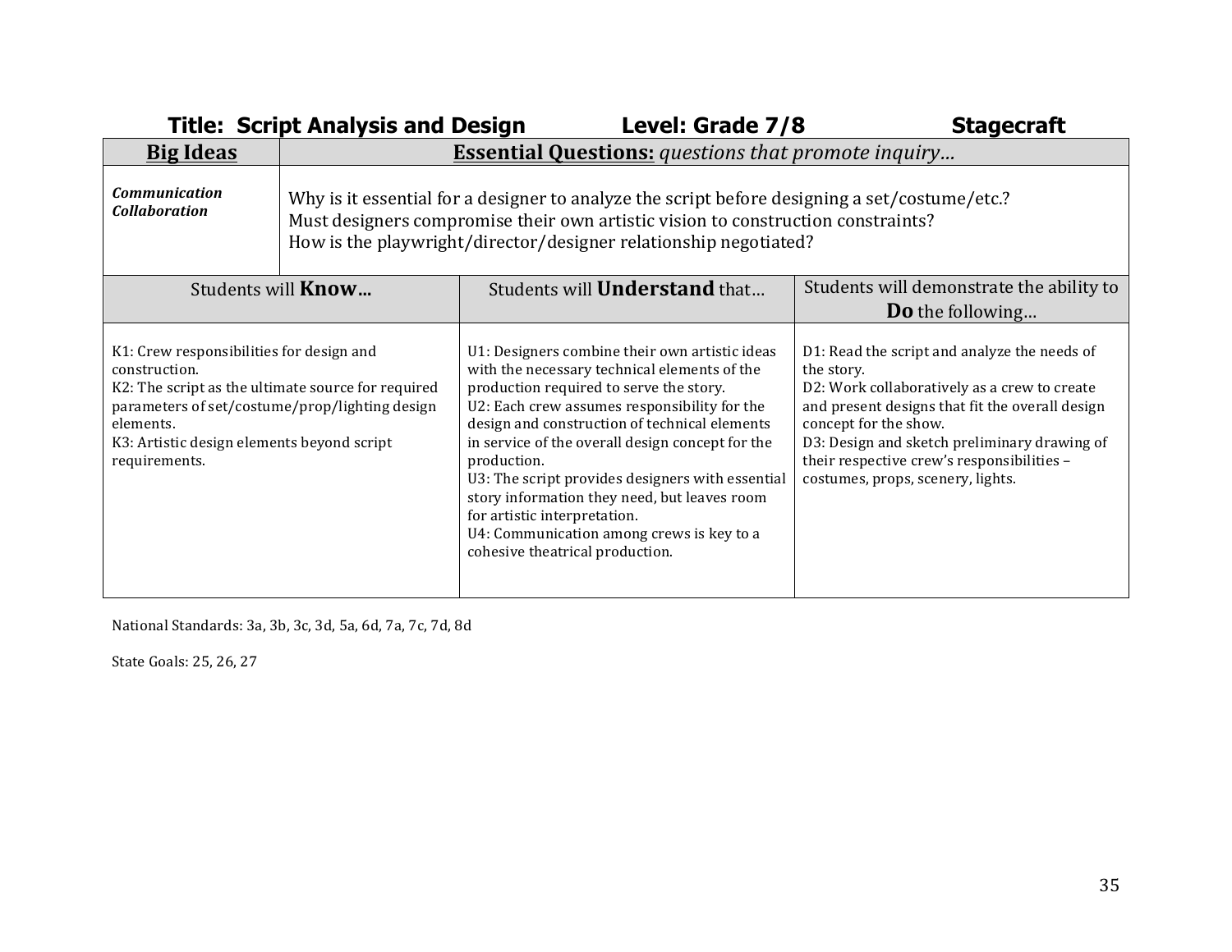**Title: Script Analysis and Design** **Level: Grade 7/8** **Stagecraft**

| **Big Ideas** | **Essential Questions:** *questions that promote inquiry…* |
|---|---|
| ***Communication*** <br> ***Collaboration*** | Why is it essential for a designer to analyze the script before designing a set/costume/etc.? <br> Must designers compromise their own artistic vision to construction constraints? <br> How is the playwright/director/designer relationship negotiated? |

| Students will **Know…** | Students will **Understand** that… | Students will demonstrate the ability to **Do** the following… |
|---|---|---|
| K1: Crew responsibilities for design and construction. <br> K2: The script as the ultimate source for required parameters of set/costume/prop/lighting design elements. <br> K3: Artistic design elements beyond script requirements. | U1: Designers combine their own artistic ideas with the necessary technical elements of the production required to serve the story. <br> U2: Each crew assumes responsibility for the design and construction of technical elements in service of the overall design concept for the production. <br> U3: The script provides designers with essential story information they need, but leaves room for artistic interpretation. <br> U4: Communication among crews is key to a cohesive theatrical production. | D1: Read the script and analyze the needs of the story. <br> D2: Work collaboratively as a crew to create and present designs that fit the overall design concept for the show. <br> D3: Design and sketch preliminary drawing of their respective crew's responsibilities – costumes, props, scenery, lights. |

National Standards: 3a, 3b, 3c, 3d, 5a, 6d, 7a, 7c, 7d, 8d

State Goals: 25, 26, 27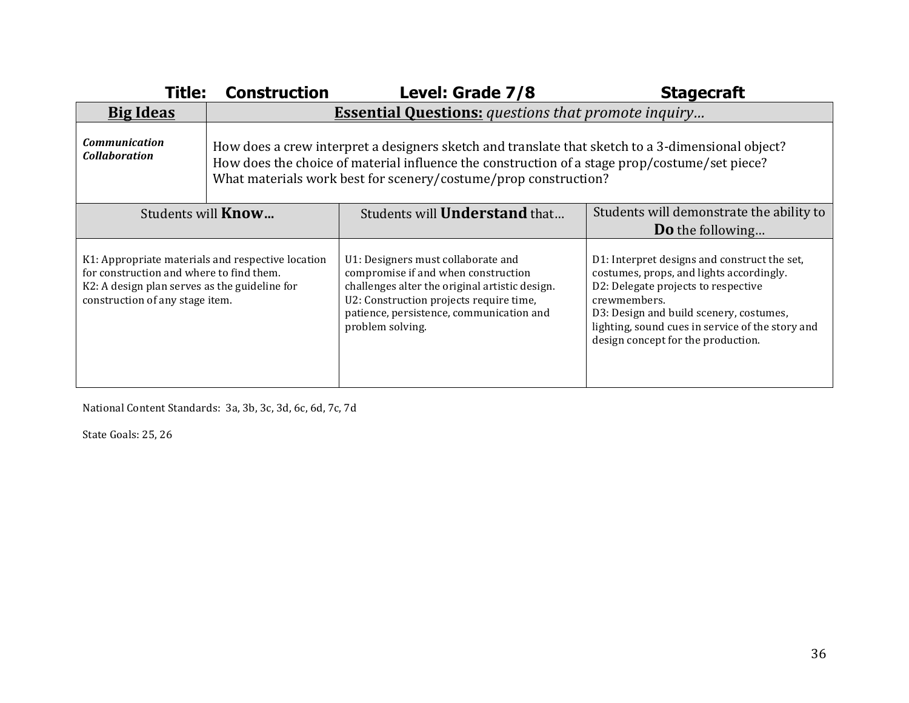**Title: Construction** **Level: Grade 7/8** **Stagecraft**

| **Big Ideas** | **Essential Questions:** *questions that promote inquiry…* | |
|---|---|---|
| ***Communication Collaboration*** | How does a crew interpret a designers sketch and translate that sketch to a 3-dimensional object?<br>How does the choice of material influence the construction of a stage prop/costume/set piece?<br>What materials work best for scenery/costume/prop construction? | |

| Students will **Know…** | Students will **Understand** that… | Students will demonstrate the ability to **Do** the following… |
|---|---|---|
| K1: Appropriate materials and respective location for construction and where to find them.<br>K2: A design plan serves as the guideline for construction of any stage item. | U1: Designers must collaborate and compromise if and when construction challenges alter the original artistic design.<br>U2: Construction projects require time, patience, persistence, communication and problem solving. | D1: Interpret designs and construct the set, costumes, props, and lights accordingly.<br>D2: Delegate projects to respective crewmembers.<br>D3: Design and build scenery, costumes, lighting, sound cues in service of the story and design concept for the production. |

National Content Standards: 3a, 3b, 3c, 3d, 6c, 6d, 7c, 7d

State Goals: 25, 26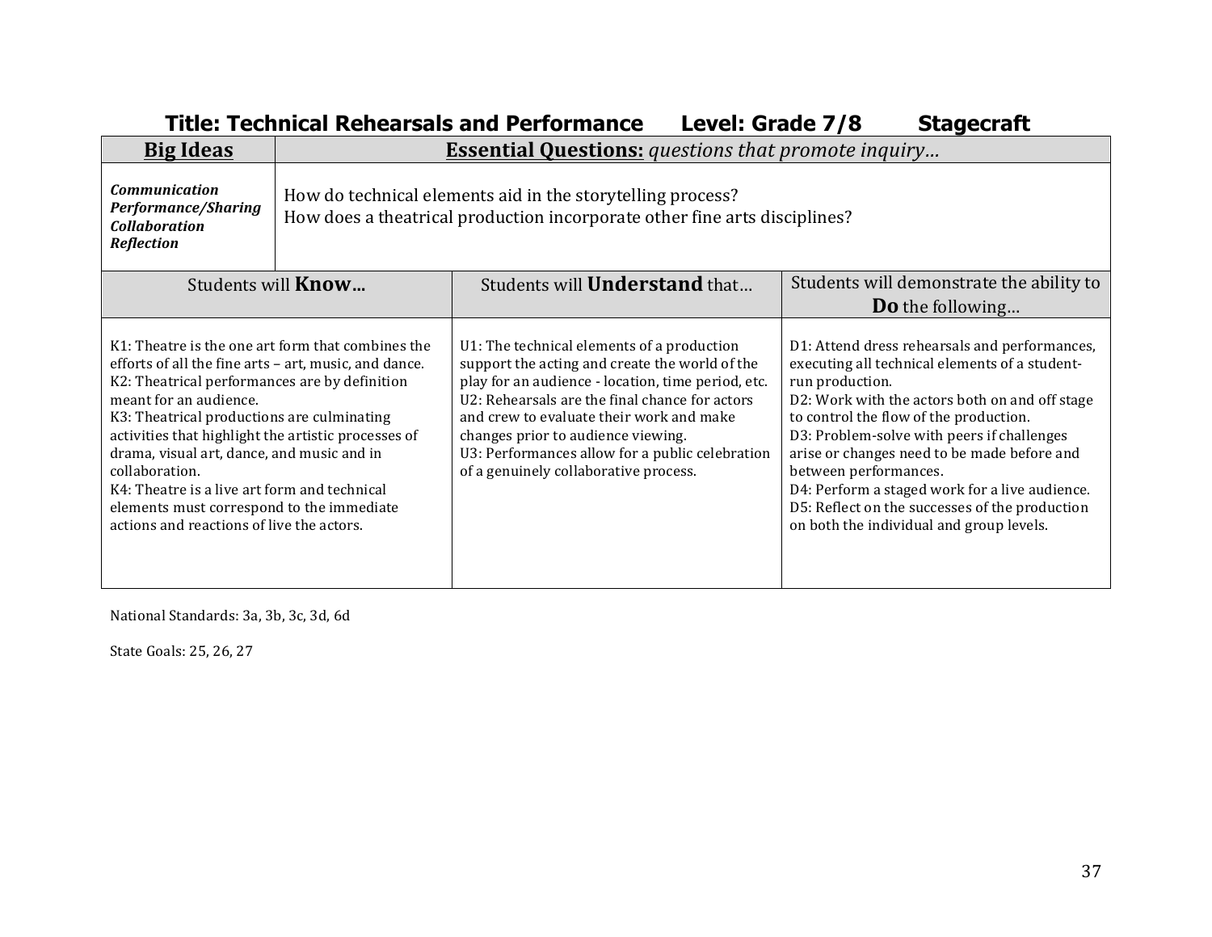**Title: Technical Rehearsals and Performance   Level: Grade 7/8   Stagecraft**

| **Big Ideas** | **Essential Questions:** *questions that promote inquiry…* |
|---|---|
| ***Communication*** <br> ***Performance/Sharing*** <br> ***Collaboration*** <br> ***Reflection*** | How do technical elements aid in the storytelling process? <br> How does a theatrical production incorporate other fine arts disciplines? |

| Students will **Know…** | Students will **Understand** that… | Students will demonstrate the ability to **Do** the following… |
|---|---|---|
| K1: Theatre is the one art form that combines the efforts of all the fine arts – art, music, and dance. <br> K2: Theatrical performances are by definition meant for an audience. <br> K3: Theatrical productions are culminating activities that highlight the artistic processes of drama, visual art, dance, and music and in collaboration. <br> K4: Theatre is a live art form and technical elements must correspond to the immediate actions and reactions of live the actors. | U1: The technical elements of a production support the acting and create the world of the play for an audience - location, time period, etc. <br> U2: Rehearsals are the final chance for actors and crew to evaluate their work and make changes prior to audience viewing. <br> U3: Performances allow for a public celebration of a genuinely collaborative process. | D1: Attend dress rehearsals and performances, executing all technical elements of a student-run production. <br> D2: Work with the actors both on and off stage to control the flow of the production. <br> D3: Problem-solve with peers if challenges arise or changes need to be made before and between performances. <br> D4: Perform a staged work for a live audience. <br> D5: Reflect on the successes of the production on both the individual and group levels. |

National Standards: 3a, 3b, 3c, 3d, 6d

State Goals: 25, 26, 27